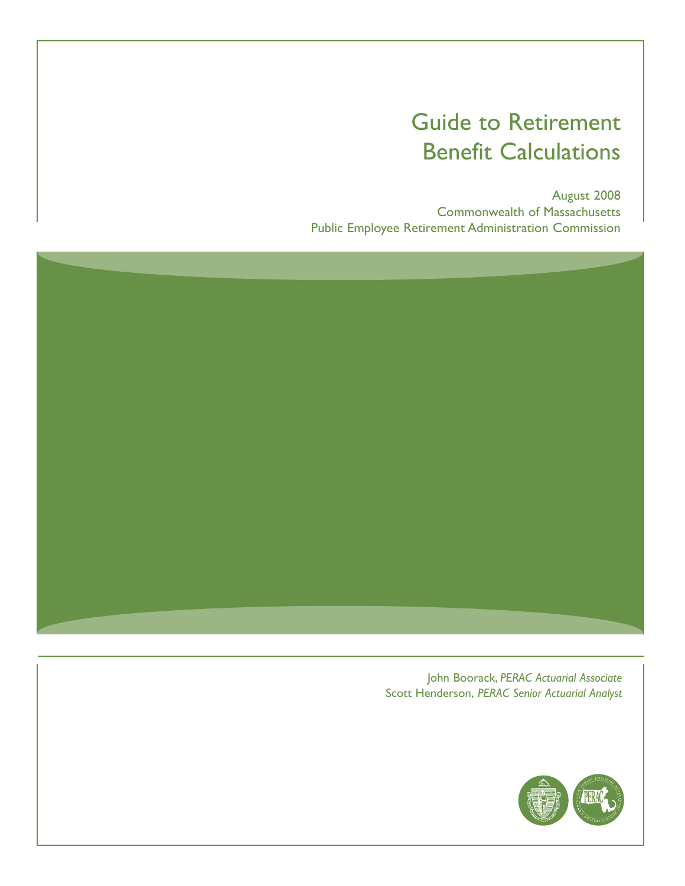# Guide to Retirement Benefit Calculations

August 2008
Commonwealth of Massachusetts
Public Employee Retirement Administration Commission

John Boorack, *PERAC Actuarial Associate*
Scott Henderson, *PERAC Senior Actuarial Analyst*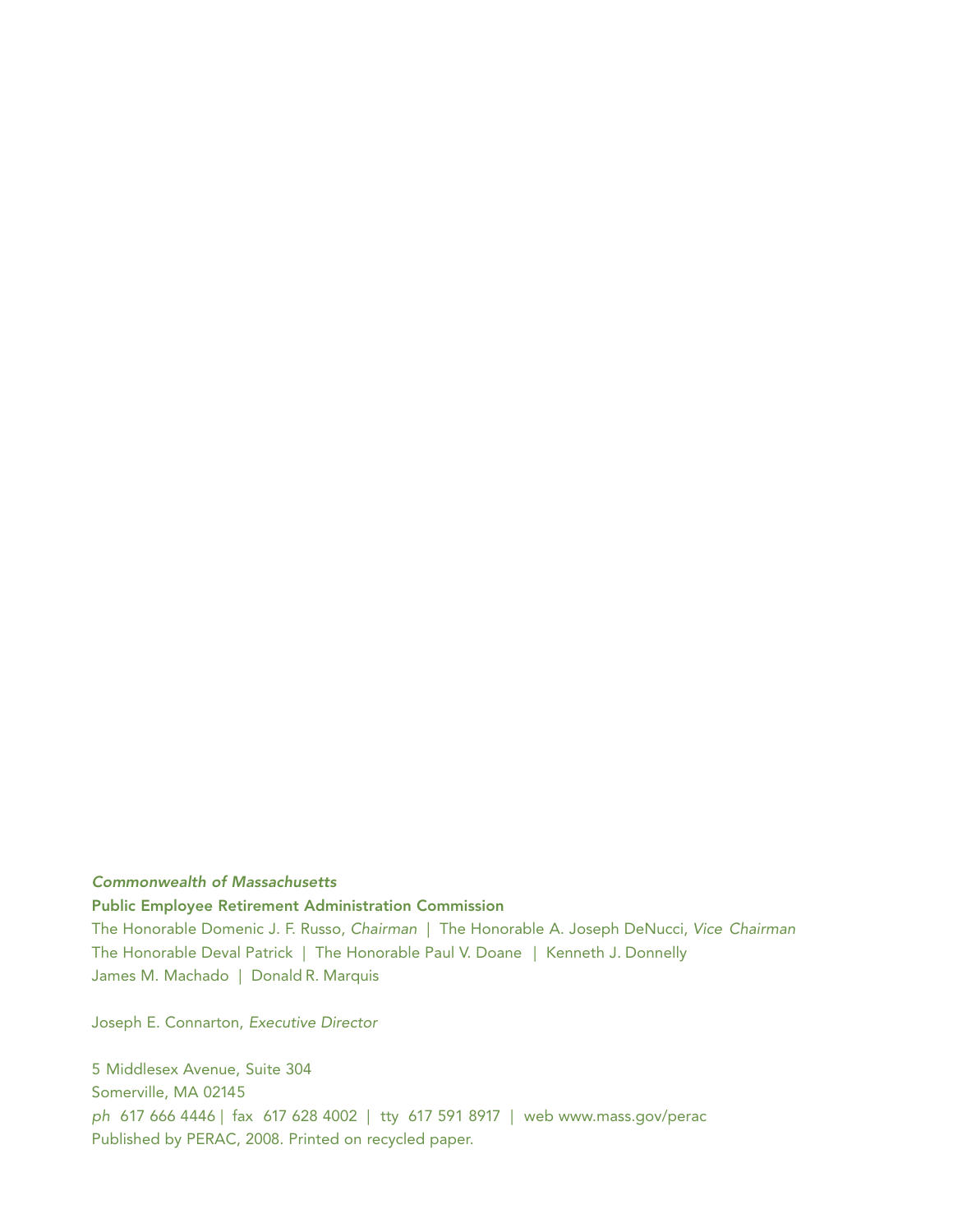*Commonwealth of Massachusetts*

**Public Employee Retirement Administration Commission**

The Honorable Domenic J. F. Russo, *Chairman* | The Honorable A. Joseph DeNucci, *Vice Chairman*
The Honorable Deval Patrick | The Honorable Paul V. Doane | Kenneth J. Donnelly
James M. Machado | Donald R. Marquis

Joseph E. Connarton, *Executive Director*

5 Middlesex Avenue, Suite 304
Somerville, MA 02145
*ph* 617 666 4446 | fax 617 628 4002 | tty 617 591 8917 | web www.mass.gov/perac
Published by PERAC, 2008. Printed on recycled paper.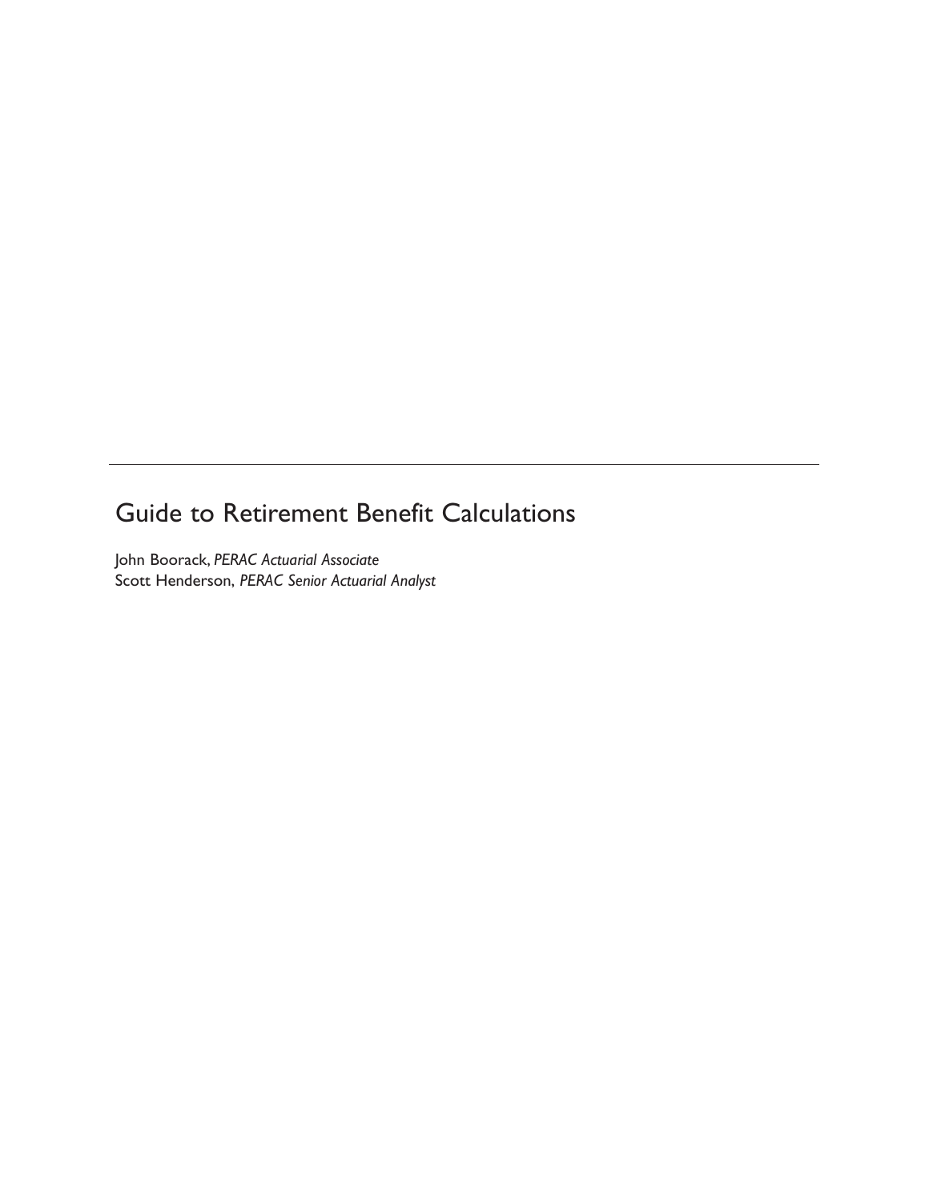# Guide to Retirement Benefit Calculations

John Boorack, *PERAC Actuarial Associate*
Scott Henderson, *PERAC Senior Actuarial Analyst*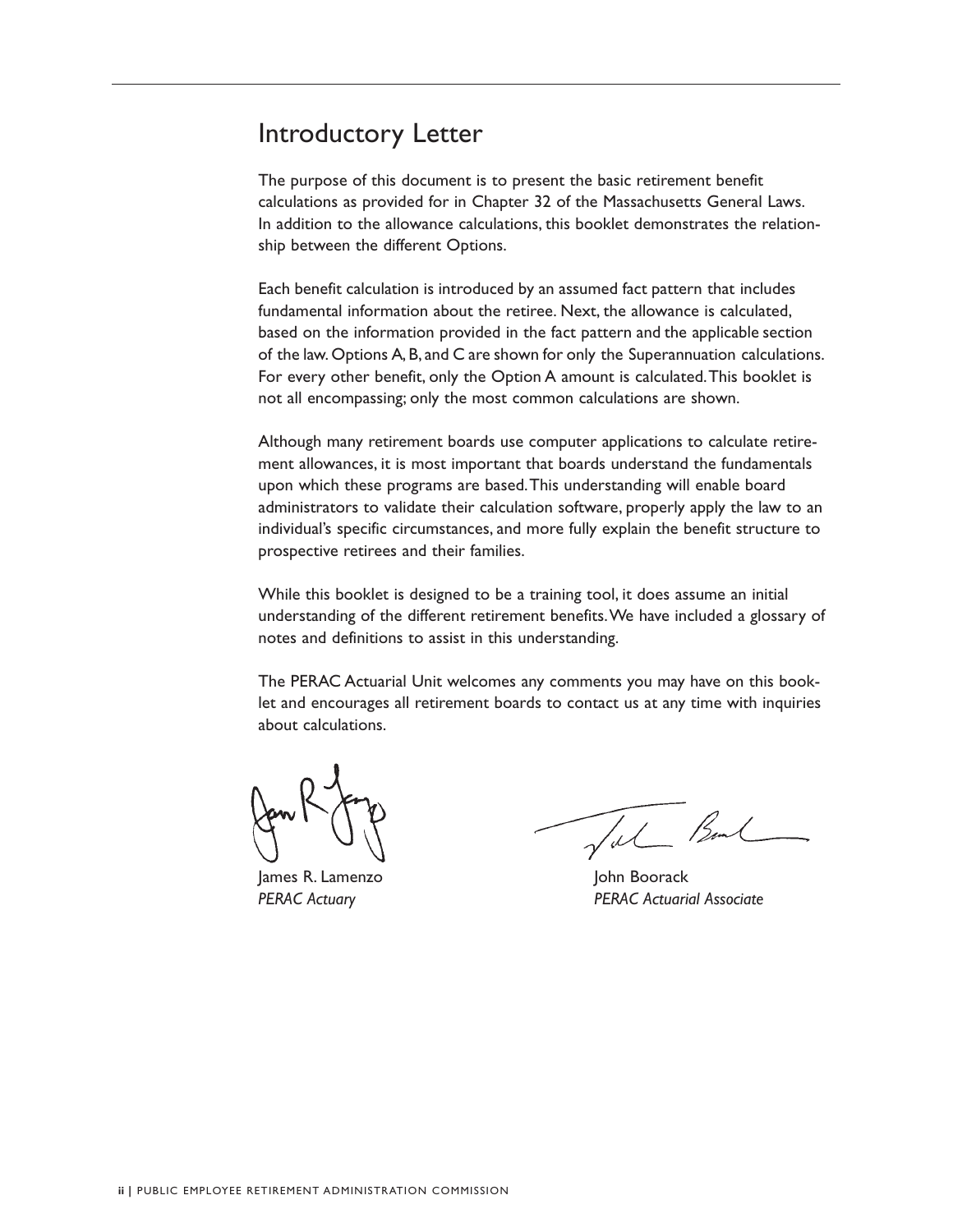# Introductory Letter

The purpose of this document is to present the basic retirement benefit calculations as provided for in Chapter 32 of the Massachusetts General Laws. In addition to the allowance calculations, this booklet demonstrates the relationship between the different Options.

Each benefit calculation is introduced by an assumed fact pattern that includes fundamental information about the retiree. Next, the allowance is calculated, based on the information provided in the fact pattern and the applicable section of the law. Options A, B, and C are shown for only the Superannuation calculations. For every other benefit, only the Option A amount is calculated. This booklet is not all encompassing; only the most common calculations are shown.

Although many retirement boards use computer applications to calculate retirement allowances, it is most important that boards understand the fundamentals upon which these programs are based. This understanding will enable board administrators to validate their calculation software, properly apply the law to an individual's specific circumstances, and more fully explain the benefit structure to prospective retirees and their families.

While this booklet is designed to be a training tool, it does assume an initial understanding of the different retirement benefits. We have included a glossary of notes and definitions to assist in this understanding.

The PERAC Actuarial Unit welcomes any comments you may have on this booklet and encourages all retirement boards to contact us at any time with inquiries about calculations.

James R. Lamenzo
*PERAC Actuary*

John Boorack
*PERAC Actuarial Associate*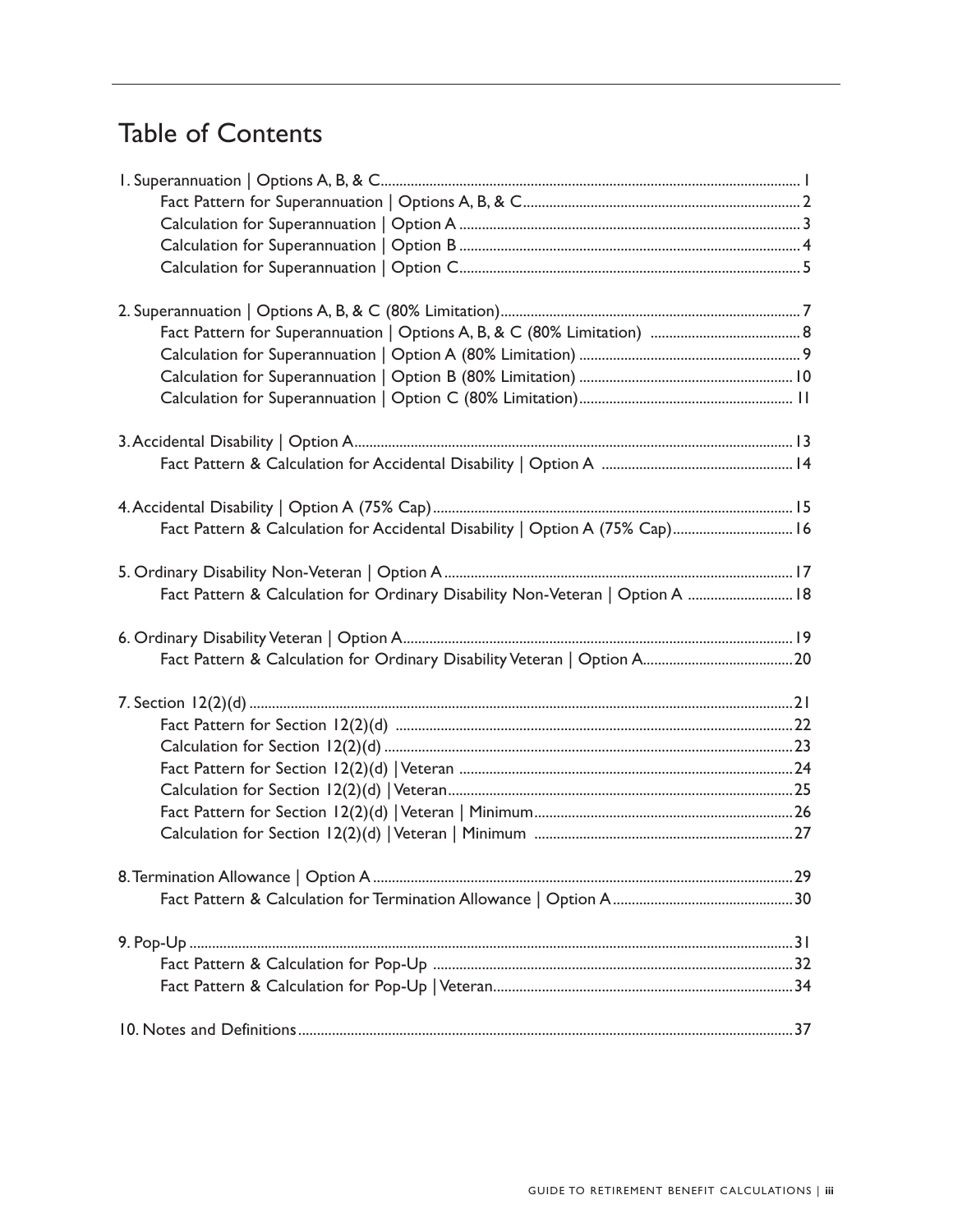# Table of Contents

1. Superannuation | Options A, B, & C ..... 1
    - Fact Pattern for Superannuation | Options A, B, & C ..... 2
    - Calculation for Superannuation | Option A ..... 3
    - Calculation for Superannuation | Option B ..... 4
    - Calculation for Superannuation | Option C ..... 5

2. Superannuation | Options A, B, & C (80% Limitation) ..... 7
    - Fact Pattern for Superannuation | Options A, B, & C (80% Limitation) ..... 8
    - Calculation for Superannuation | Option A (80% Limitation) ..... 9
    - Calculation for Superannuation | Option B (80% Limitation) ..... 10
    - Calculation for Superannuation | Option C (80% Limitation) ..... 11

3. Accidental Disability | Option A ..... 13
    - Fact Pattern & Calculation for Accidental Disability | Option A ..... 14

4. Accidental Disability | Option A (75% Cap) ..... 15
    - Fact Pattern & Calculation for Accidental Disability | Option A (75% Cap) ..... 16

5. Ordinary Disability Non-Veteran | Option A ..... 17
    - Fact Pattern & Calculation for Ordinary Disability Non-Veteran | Option A ..... 18

6. Ordinary Disability Veteran | Option A ..... 19
    - Fact Pattern & Calculation for Ordinary Disability Veteran | Option A ..... 20

7. Section 12(2)(d) ..... 21
    - Fact Pattern for Section 12(2)(d) ..... 22
    - Calculation for Section 12(2)(d) ..... 23
    - Fact Pattern for Section 12(2)(d) | Veteran ..... 24
    - Calculation for Section 12(2)(d) | Veteran ..... 25
    - Fact Pattern for Section 12(2)(d) | Veteran | Minimum ..... 26
    - Calculation for Section 12(2)(d) | Veteran | Minimum ..... 27

8. Termination Allowance | Option A ..... 29
    - Fact Pattern & Calculation for Termination Allowance | Option A ..... 30

9. Pop-Up ..... 31
    - Fact Pattern & Calculation for Pop-Up ..... 32
    - Fact Pattern & Calculation for Pop-Up | Veteran ..... 34

10. Notes and Definitions ..... 37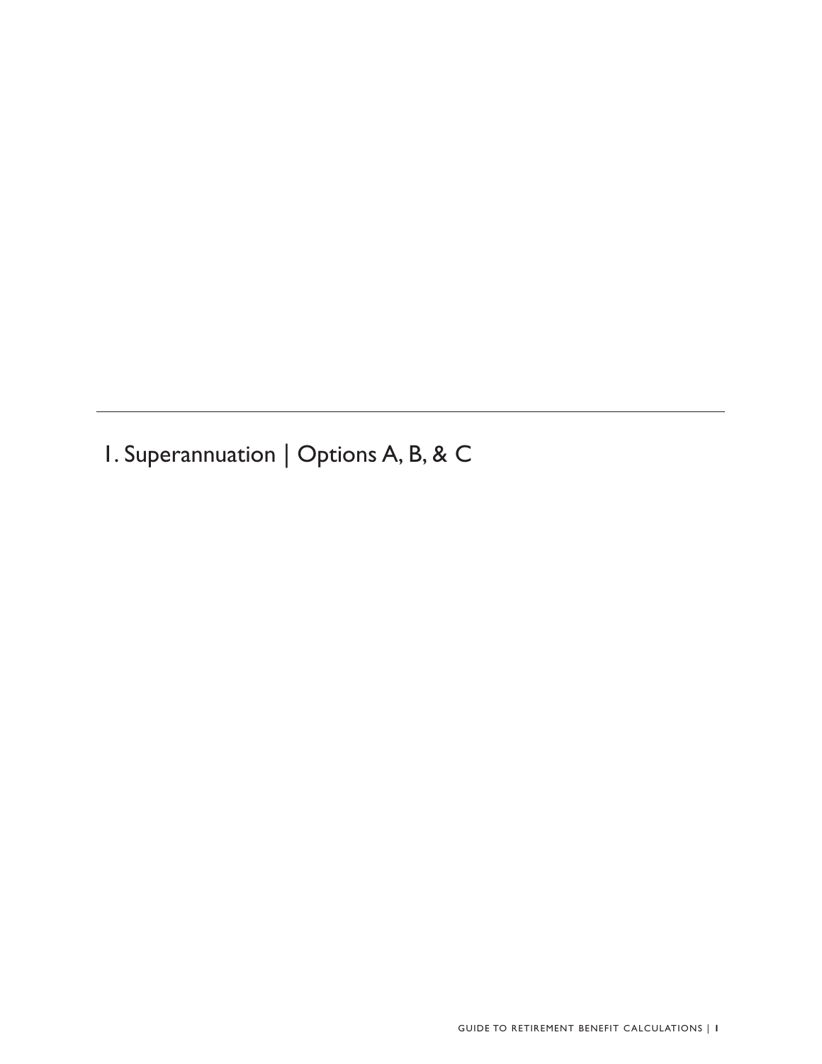# 1. Superannuation | Options A, B, & C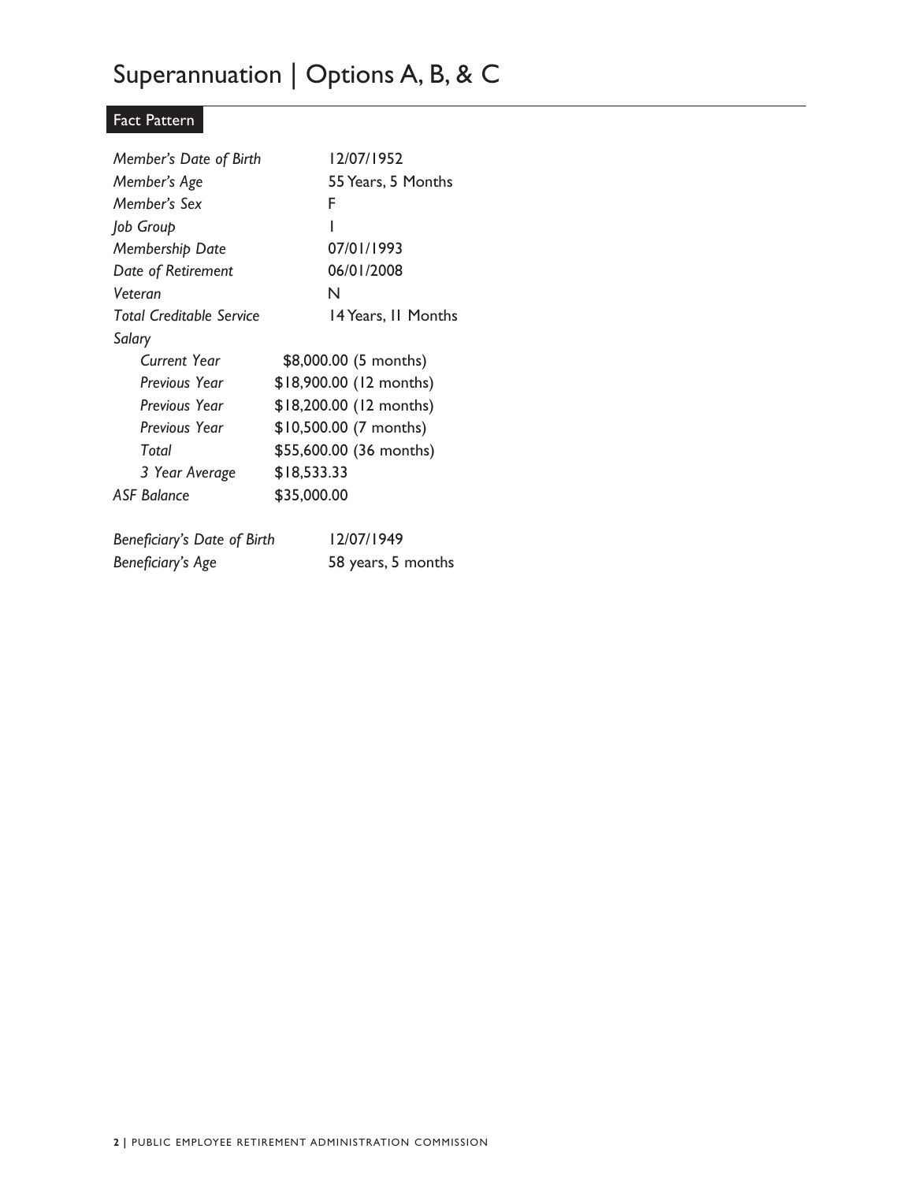# Superannuation | Options A, B, & C

## Fact Pattern

| | |
|---|---|
| *Member's Date of Birth* | 12/07/1952 |
| *Member's Age* | 55 Years, 5 Months |
| *Member's Sex* | F |
| *Job Group* | 1 |
| *Membership Date* | 07/01/1993 |
| *Date of Retirement* | 06/01/2008 |
| *Veteran* | N |
| *Total Creditable Service* | 14 Years, 11 Months |
| *Salary* | |
| *Current Year* | $8,000.00 (5 months) |
| *Previous Year* | $18,900.00 (12 months) |
| *Previous Year* | $18,200.00 (12 months) |
| *Previous Year* | $10,500.00 (7 months) |
| *Total* | $55,600.00 (36 months) |
| *3 Year Average* | $18,533.33 |
| *ASF Balance* | $35,000.00 |

| | |
|---|---|
| *Beneficiary's Date of Birth* | 12/07/1949 |
| *Beneficiary's Age* | 58 years, 5 months |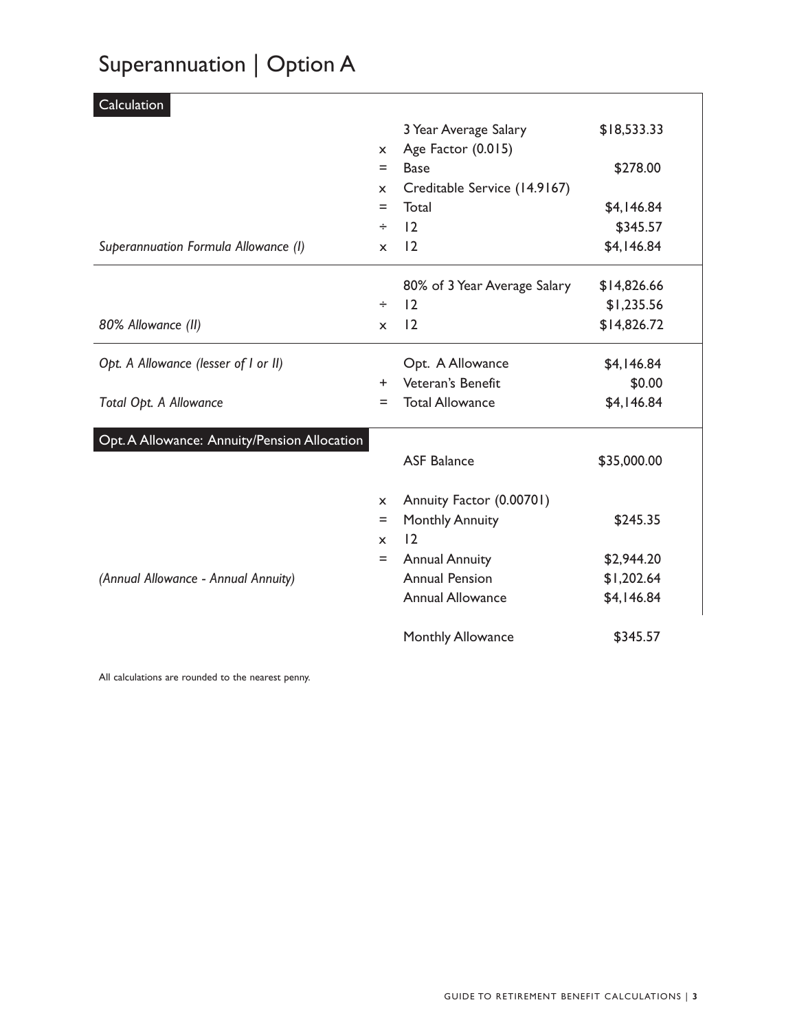# Superannuation | Option A

## Calculation

| | | | |
|---|---|---|---|
| | | 3 Year Average Salary | $18,533.33 |
| | x | Age Factor (0.015) | |
| | = | Base | $278.00 |
| | x | Creditable Service (14.9167) | |
| | = | Total | $4,146.84 |
| | ÷ | 12 | $345.57 |
| *Superannuation Formula Allowance (I)* | x | 12 | $4,146.84 |
| | | 80% of 3 Year Average Salary | $14,826.66 |
| | ÷ | 12 | $1,235.56 |
| *80% Allowance (II)* | x | 12 | $14,826.72 |
| *Opt. A Allowance (lesser of I or II)* | | Opt. A Allowance | $4,146.84 |
| | + | Veteran's Benefit | $0.00 |
| *Total Opt. A Allowance* | = | Total Allowance | $4,146.84 |

## Opt. A Allowance: Annuity/Pension Allocation

| | | | |
|---|---|---|---|
| | | ASF Balance | $35,000.00 |
| | x | Annuity Factor (0.00701) | |
| | = | Monthly Annuity | $245.35 |
| | x | 12 | |
| | = | Annual Annuity | $2,944.20 |
| *(Annual Allowance - Annual Annuity)* | | Annual Pension | $1,202.64 |
| | | Annual Allowance | $4,146.84 |
| | | Monthly Allowance | $345.57 |

All calculations are rounded to the nearest penny.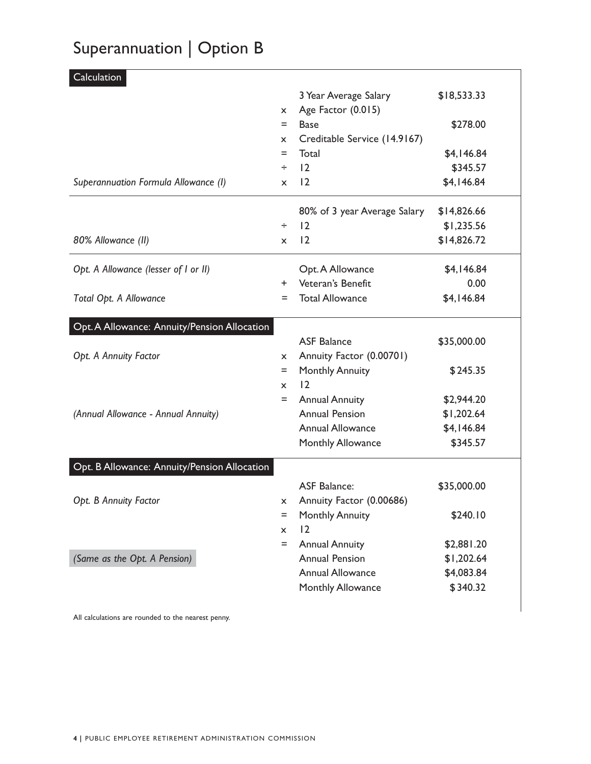# Superannuation | Option B

## Calculation

| | | | |
|---|---|---|---|
| | | 3 Year Average Salary | $18,533.33 |
| | x | Age Factor (0.015) | |
| | = | Base | $278.00 |
| | x | Creditable Service (14.9167) | |
| | = | Total | $4,146.84 |
| | ÷ | 12 | $345.57 |
| *Superannuation Formula Allowance (I)* | x | 12 | $4,146.84 |
| | | 80% of 3 year Average Salary | $14,826.66 |
| | ÷ | 12 | $1,235.56 |
| *80% Allowance (II)* | x | 12 | $14,826.72 |
| *Opt. A Allowance (lesser of I or II)* | | Opt. A Allowance | $4,146.84 |
| | + | Veteran's Benefit | 0.00 |
| *Total Opt. A Allowance* | = | Total Allowance | $4,146.84 |

## Opt. A Allowance: Annuity/Pension Allocation

| | | | |
|---|---|---|---|
| | | ASF Balance | $35,000.00 |
| *Opt. A Annuity Factor* | x | Annuity Factor (0.00701) | |
| | = | Monthly Annuity | $245.35 |
| | x | 12 | |
| | = | Annual Annuity | $2,944.20 |
| *(Annual Allowance - Annual Annuity)* | | Annual Pension | $1,202.64 |
| | | Annual Allowance | $4,146.84 |
| | | Monthly Allowance | $345.57 |

## Opt. B Allowance: Annuity/Pension Allocation

| | | | |
|---|---|---|---|
| | | ASF Balance: | $35,000.00 |
| *Opt. B Annuity Factor* | x | Annuity Factor (0.00686) | |
| | = | Monthly Annuity | $240.10 |
| | x | 12 | |
| | = | Annual Annuity | $2,881.20 |
| *(Same as the Opt. A Pension)* | | Annual Pension | $1,202.64 |
| | | Annual Allowance | $4,083.84 |
| | | Monthly Allowance | $340.32 |

All calculations are rounded to the nearest penny.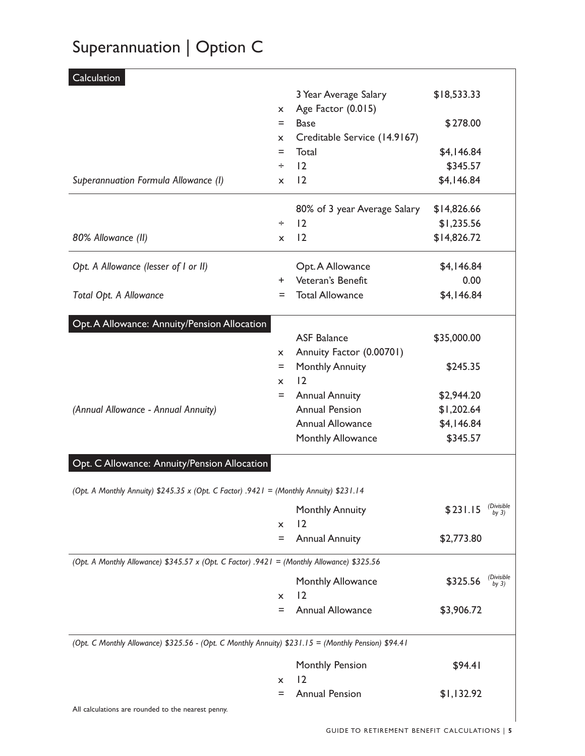# Superannuation | Option C

## Calculation

| | | | |
|---|---|---|---|
| | | 3 Year Average Salary | \$18,533.33 |
| | x | Age Factor (0.015) | |
| | = | Base | \$278.00 |
| | x | Creditable Service (14.9167) | |
| | = | Total | \$4,146.84 |
| | ÷ | 12 | \$345.57 |
| *Superannuation Formula Allowance (I)* | x | 12 | \$4,146.84 |

| | | | |
|---|---|---|---|
| | | 80% of 3 year Average Salary | \$14,826.66 |
| | ÷ | 12 | \$1,235.56 |
| *80% Allowance (II)* | x | 12 | \$14,826.72 |

| | | | |
|---|---|---|---|
| *Opt. A Allowance (lesser of I or II)* | | Opt. A Allowance | \$4,146.84 |
| | + | Veteran's Benefit | 0.00 |
| *Total Opt. A Allowance* | = | Total Allowance | \$4,146.84 |

## Opt. A Allowance: Annuity/Pension Allocation

| | | | |
|---|---|---|---|
| | | ASF Balance | \$35,000.00 |
| | x | Annuity Factor (0.00701) | |
| | = | Monthly Annuity | \$245.35 |
| | x | 12 | |
| | = | Annual Annuity | \$2,944.20 |
| *(Annual Allowance - Annual Annuity)* | | Annual Pension | \$1,202.64 |
| | | Annual Allowance | \$4,146.84 |
| | | Monthly Allowance | \$345.57 |

## Opt. C Allowance: Annuity/Pension Allocation

*(Opt. A Monthly Annuity) \$245.35 x (Opt. C Factor) .9421 = (Monthly Annuity) \$231.14*

| | | |
|---|---|---|
| | Monthly Annuity | \$231.15 *(Divisible by 3)* |
| x | 12 | |
| = | Annual Annuity | \$2,773.80 |

*(Opt. A Monthly Allowance) \$345.57 x (Opt. C Factor) .9421 = (Monthly Allowance) \$325.56*

| | | |
|---|---|---|
| | Monthly Allowance | \$325.56 *(Divisible by 3)* |
| x | 12 | |
| = | Annual Allowance | \$3,906.72 |

*(Opt. C Monthly Allowance) \$325.56 - (Opt. C Monthly Annuity) \$231.15 = (Monthly Pension) \$94.41*

| | | |
|---|---|---|
| | Monthly Pension | \$94.41 |
| x | 12 | |
| = | Annual Pension | \$1,132.92 |

All calculations are rounded to the nearest penny.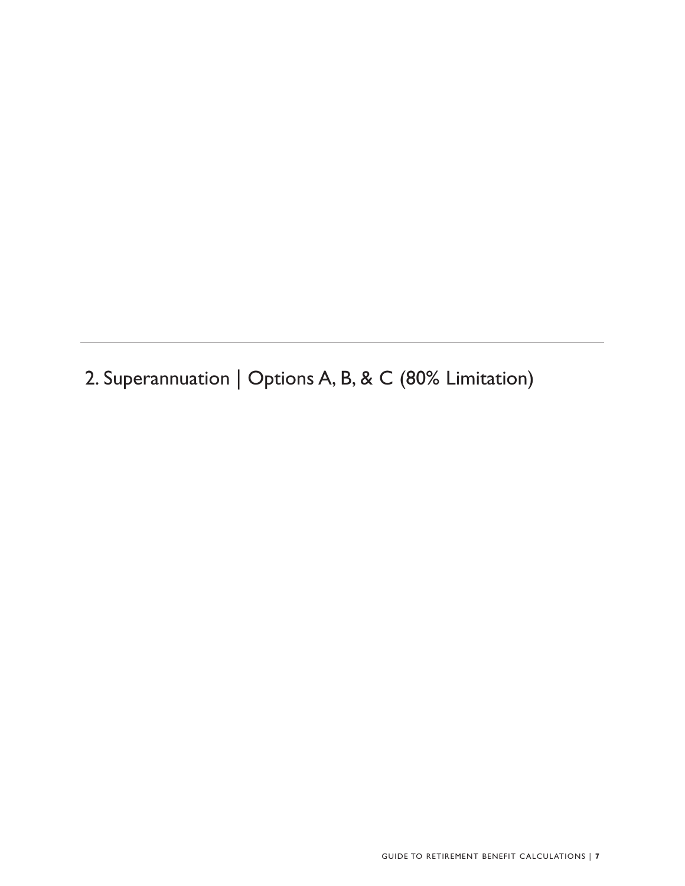## 2. Superannuation | Options A, B, & C (80% Limitation)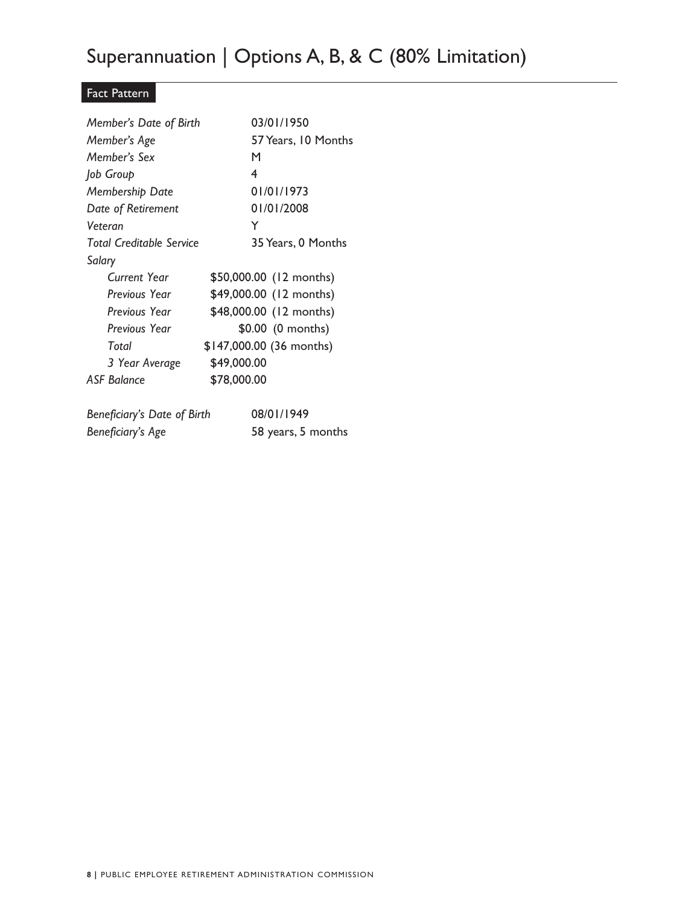# Superannuation | Options A, B, & C (80% Limitation)

## Fact Pattern

| | |
|---|---|
| *Member's Date of Birth* | 03/01/1950 |
| *Member's Age* | 57 Years, 10 Months |
| *Member's Sex* | M |
| *Job Group* | 4 |
| *Membership Date* | 01/01/1973 |
| *Date of Retirement* | 01/01/2008 |
| *Veteran* | Y |
| *Total Creditable Service* | 35 Years, 0 Months |
| *Salary* | |
| *Current Year* | $50,000.00 (12 months) |
| *Previous Year* | $49,000.00 (12 months) |
| *Previous Year* | $48,000.00 (12 months) |
| *Previous Year* | $0.00 (0 months) |
| *Total* | $147,000.00 (36 months) |
| *3 Year Average* | $49,000.00 |
| *ASF Balance* | $78,000.00 |

| | |
|---|---|
| *Beneficiary's Date of Birth* | 08/01/1949 |
| *Beneficiary's Age* | 58 years, 5 months |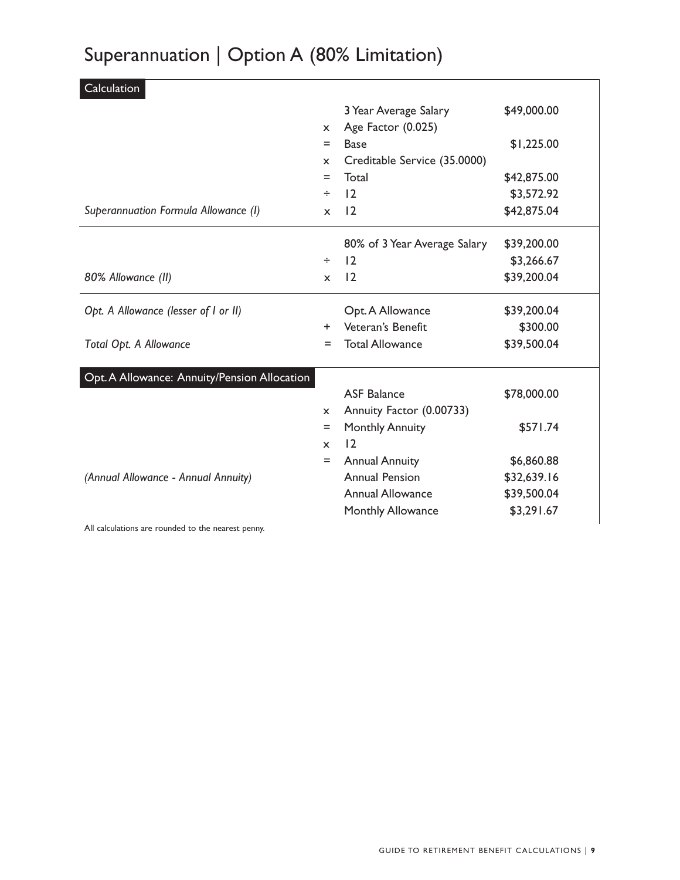# Superannuation | Option A (80% Limitation)

## Calculation

| | | | |
|---|---|---|---|
| | | 3 Year Average Salary | $49,000.00 |
| | x | Age Factor (0.025) | |
| | = | Base | $1,225.00 |
| | x | Creditable Service (35.0000) | |
| | = | Total | $42,875.00 |
| | ÷ | 12 | $3,572.92 |
| *Superannuation Formula Allowance (I)* | x | 12 | $42,875.04 |
| | | 80% of 3 Year Average Salary | $39,200.00 |
| | ÷ | 12 | $3,266.67 |
| *80% Allowance (II)* | x | 12 | $39,200.04 |
| *Opt. A Allowance (lesser of I or II)* | | Opt. A Allowance | $39,200.04 |
| | + | Veteran's Benefit | $300.00 |
| *Total Opt. A Allowance* | = | Total Allowance | $39,500.04 |

## Opt. A Allowance: Annuity/Pension Allocation

| | | | |
|---|---|---|---|
| | | ASF Balance | $78,000.00 |
| | x | Annuity Factor (0.00733) | |
| | = | Monthly Annuity | $571.74 |
| | x | 12 | |
| | = | Annual Annuity | $6,860.88 |
| *(Annual Allowance - Annual Annuity)* | | Annual Pension | $32,639.16 |
| | | Annual Allowance | $39,500.04 |
| | | Monthly Allowance | $3,291.67 |

All calculations are rounded to the nearest penny.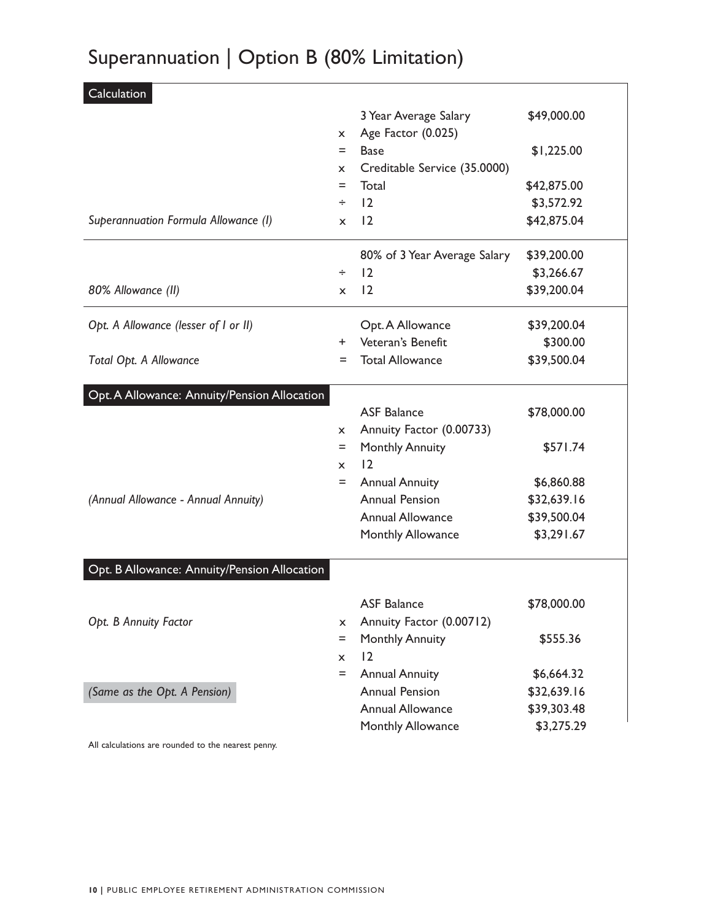# Superannuation | Option B (80% Limitation)

## Calculation

| | | | |
|---|---|---|---|
| | | 3 Year Average Salary | $49,000.00 |
| | x | Age Factor (0.025) | |
| | = | Base | $1,225.00 |
| | x | Creditable Service (35.0000) | |
| | = | Total | $42,875.00 |
| | ÷ | 12 | $3,572.92 |
| *Superannuation Formula Allowance (I)* | x | 12 | $42,875.04 |
| | | 80% of 3 Year Average Salary | $39,200.00 |
| | ÷ | 12 | $3,266.67 |
| *80% Allowance (II)* | x | 12 | $39,200.04 |
| *Opt. A Allowance (lesser of I or II)* | | Opt. A Allowance | $39,200.04 |
| | + | Veteran's Benefit | $300.00 |
| *Total Opt. A Allowance* | = | Total Allowance | $39,500.04 |

## Opt. A Allowance: Annuity/Pension Allocation

| | | | |
|---|---|---|---|
| | | ASF Balance | $78,000.00 |
| | x | Annuity Factor (0.00733) | |
| | = | Monthly Annuity | $571.74 |
| | x | 12 | |
| | = | Annual Annuity | $6,860.88 |
| *(Annual Allowance - Annual Annuity)* | | Annual Pension | $32,639.16 |
| | | Annual Allowance | $39,500.04 |
| | | Monthly Allowance | $3,291.67 |

## Opt. B Allowance: Annuity/Pension Allocation

| | | | |
|---|---|---|---|
| | | ASF Balance | $78,000.00 |
| *Opt. B Annuity Factor* | x | Annuity Factor (0.00712) | |
| | = | Monthly Annuity | $555.36 |
| | x | 12 | |
| | = | Annual Annuity | $6,664.32 |
| *(Same as the Opt. A Pension)* | | Annual Pension | $32,639.16 |
| | | Annual Allowance | $39,303.48 |
| | | Monthly Allowance | $3,275.29 |

All calculations are rounded to the nearest penny.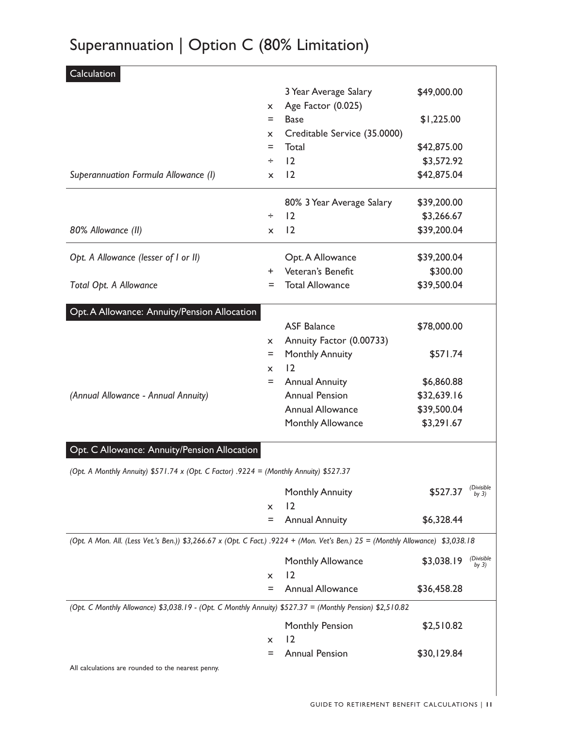# Superannuation | Option C (80% Limitation)

## Calculation

| | | | |
|---|---|---|---|
| | | 3 Year Average Salary | $49,000.00 |
| | x | Age Factor (0.025) | |
| | = | Base | $1,225.00 |
| | x | Creditable Service (35.0000) | |
| | = | Total | $42,875.00 |
| | ÷ | 12 | $3,572.92 |
| *Superannuation Formula Allowance (I)* | x | 12 | $42,875.04 |
| | | 80% 3 Year Average Salary | $39,200.00 |
| | ÷ | 12 | $3,266.67 |
| *80% Allowance (II)* | x | 12 | $39,200.04 |
| *Opt. A Allowance (lesser of I or II)* | | Opt. A Allowance | $39,200.04 |
| | + | Veteran's Benefit | $300.00 |
| *Total Opt. A Allowance* | = | Total Allowance | $39,500.04 |

## Opt. A Allowance: Annuity/Pension Allocation

| | | | |
|---|---|---|---|
| | | ASF Balance | $78,000.00 |
| | x | Annuity Factor (0.00733) | |
| | = | Monthly Annuity | $571.74 |
| | x | 12 | |
| | = | Annual Annuity | $6,860.88 |
| *(Annual Allowance - Annual Annuity)* | | Annual Pension | $32,639.16 |
| | | Annual Allowance | $39,500.04 |
| | | Monthly Allowance | $3,291.67 |

## Opt. C Allowance: Annuity/Pension Allocation

*(Opt. A Monthly Annuity) $571.74 x (Opt. C Factor) .9224 = (Monthly Annuity) $527.37*

| | | | |
|---|---|---|---|
| | | Monthly Annuity | $527.37 *(Divisible by 3)* |
| | x | 12 | |
| | = | Annual Annuity | $6,328.44 |

*(Opt. A Mon. All. (Less Vet.'s Ben.)) $3,266.67 x (Opt. C Fact.) .9224 + (Mon. Vet's Ben.) 25 = (Monthly Allowance) $3,038.18*

| | | | |
|---|---|---|---|
| | | Monthly Allowance | $3,038.19 *(Divisible by 3)* |
| | x | 12 | |
| | = | Annual Allowance | $36,458.28 |

*(Opt. C Monthly Allowance) $3,038.19 - (Opt. C Monthly Annuity) $527.37 = (Monthly Pension) $2,510.82*

| | | | |
|---|---|---|---|
| | | Monthly Pension | $2,510.82 |
| | x | 12 | |
| | = | Annual Pension | $30,129.84 |

All calculations are rounded to the nearest penny.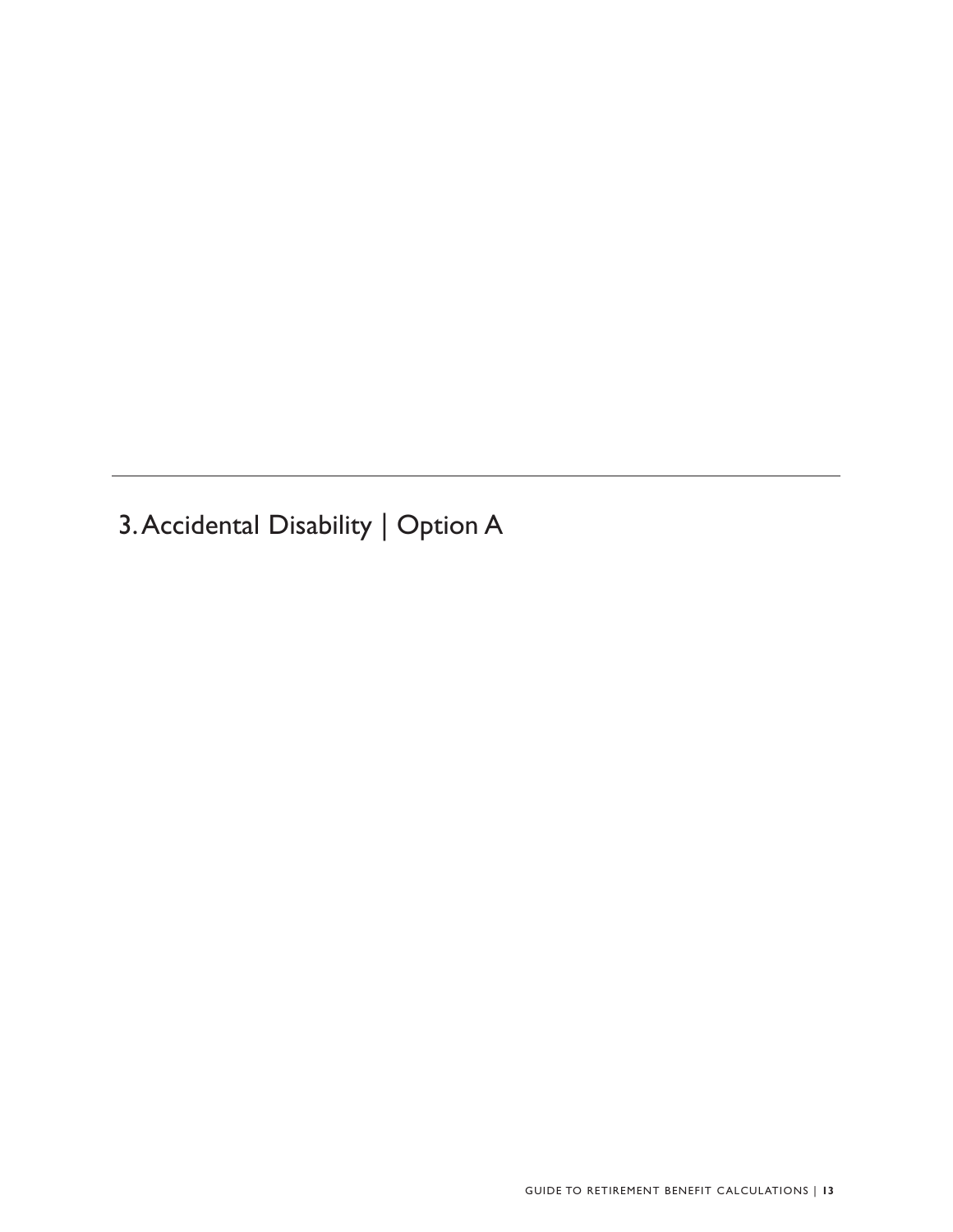## 3. Accidental Disability | Option A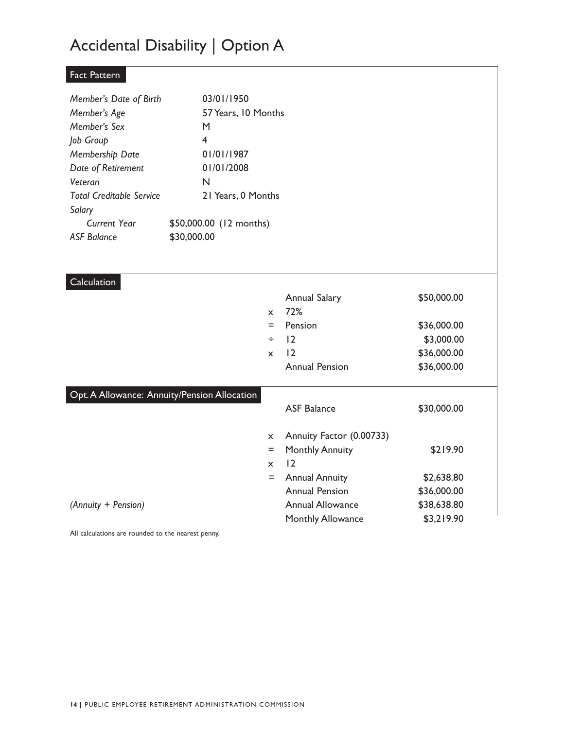# Accidental Disability | Option A

## Fact Pattern

| | |
|---|---|
| *Member's Date of Birth* | 03/01/1950 |
| *Member's Age* | 57 Years, 10 Months |
| *Member's Sex* | M |
| *Job Group* | 4 |
| *Membership Date* | 01/01/1987 |
| *Date of Retirement* | 01/01/2008 |
| *Veteran* | N |
| *Total Creditable Service* | 21 Years, 0 Months |
| *Salary* | |
| *Current Year* | $50,000.00 (12 months) |
| *ASF Balance* | $30,000.00 |

## Calculation

| | | | |
|---|---|---|---|
| | | Annual Salary | $50,000.00 |
| | x | 72% | |
| | = | Pension | $36,000.00 |
| | ÷ | 12 | $3,000.00 |
| | x | 12 | $36,000.00 |
| | | Annual Pension | $36,000.00 |

## Opt. A Allowance: Annuity/Pension Allocation

| | | | |
|---|---|---|---|
| | | ASF Balance | $30,000.00 |
| | x | Annuity Factor (0.00733) | |
| | = | Monthly Annuity | $219.90 |
| | x | 12 | |
| | = | Annual Annuity | $2,638.80 |
| | | Annual Pension | $36,000.00 |
| *(Annuity + Pension)* | | Annual Allowance | $38,638.80 |
| | | Monthly Allowance | $3,219.90 |

All calculations are rounded to the nearest penny.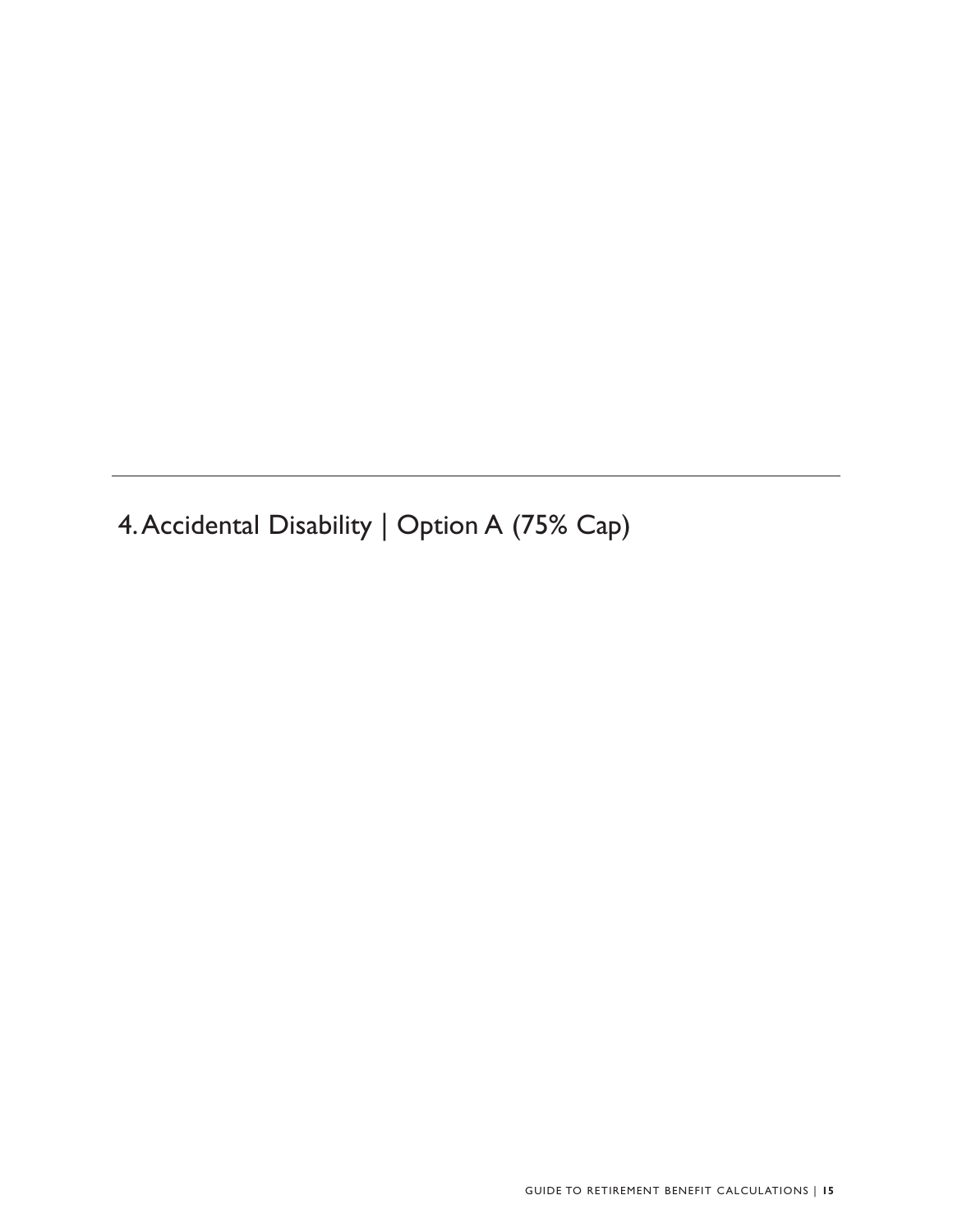# 4. Accidental Disability | Option A (75% Cap)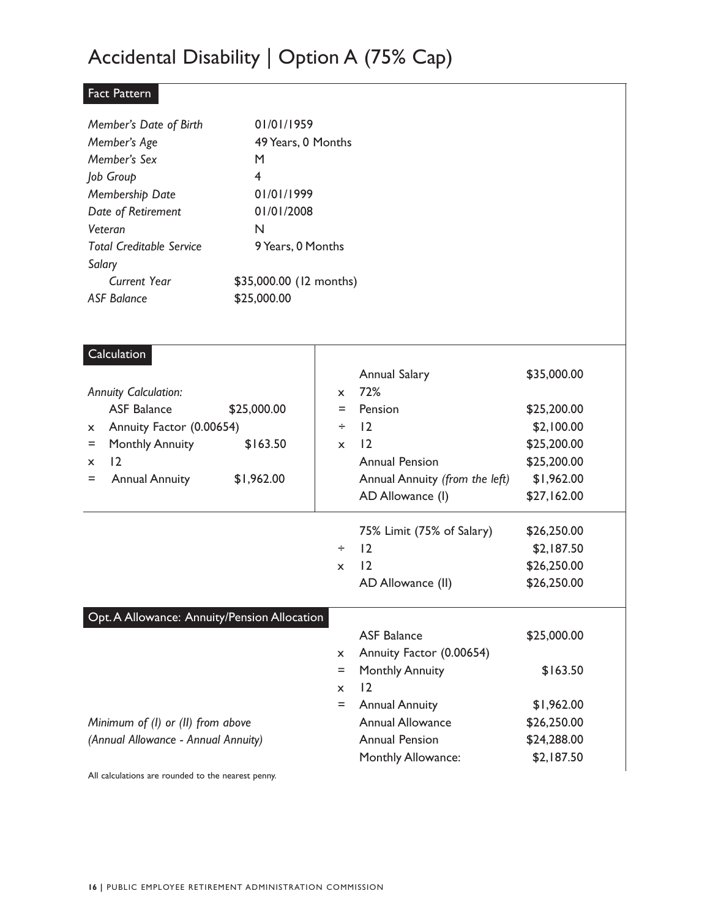# Accidental Disability | Option A (75% Cap)

## Fact Pattern

| | |
|---|---|
| *Member's Date of Birth* | 01/01/1959 |
| *Member's Age* | 49 Years, 0 Months |
| *Member's Sex* | M |
| *Job Group* | 4 |
| *Membership Date* | 01/01/1999 |
| *Date of Retirement* | 01/01/2008 |
| *Veteran* | N |
| *Total Creditable Service* | 9 Years, 0 Months |
| *Salary* | |
| *Current Year* | $35,000.00 (12 months) |
| *ASF Balance* | $25,000.00 |

## Calculation

*Annuity Calculation:*

| | | |
|---|---|---|
| | ASF Balance | $25,000.00 |
| x | Annuity Factor (0.00654) | |
| = | Monthly Annuity | $163.50 |
| x | 12 | |
| = | Annual Annuity | $1,962.00 |

| | | |
|---|---|---|
| | Annual Salary | $35,000.00 |
| x | 72% | |
| = | Pension | $25,200.00 |
| ÷ | 12 | $2,100.00 |
| x | 12 | $25,200.00 |
| | Annual Pension | $25,200.00 |
| | Annual Annuity *(from the left)* | $1,962.00 |
| | AD Allowance (I) | $27,162.00 |

| | | |
|---|---|---|
| | 75% Limit (75% of Salary) | $26,250.00 |
| ÷ | 12 | $2,187.50 |
| x | 12 | $26,250.00 |
| | AD Allowance (II) | $26,250.00 |

## Opt. A Allowance: Annuity/Pension Allocation

| | | | |
|---|---|---|---|
| | | ASF Balance | $25,000.00 |
| | x | Annuity Factor (0.00654) | |
| | = | Monthly Annuity | $163.50 |
| | x | 12 | |
| | = | Annual Annuity | $1,962.00 |
| *Minimum of (I) or (II) from above* | | Annual Allowance | $26,250.00 |
| *(Annual Allowance - Annual Annuity)* | | Annual Pension | $24,288.00 |
| | | Monthly Allowance: | $2,187.50 |

All calculations are rounded to the nearest penny.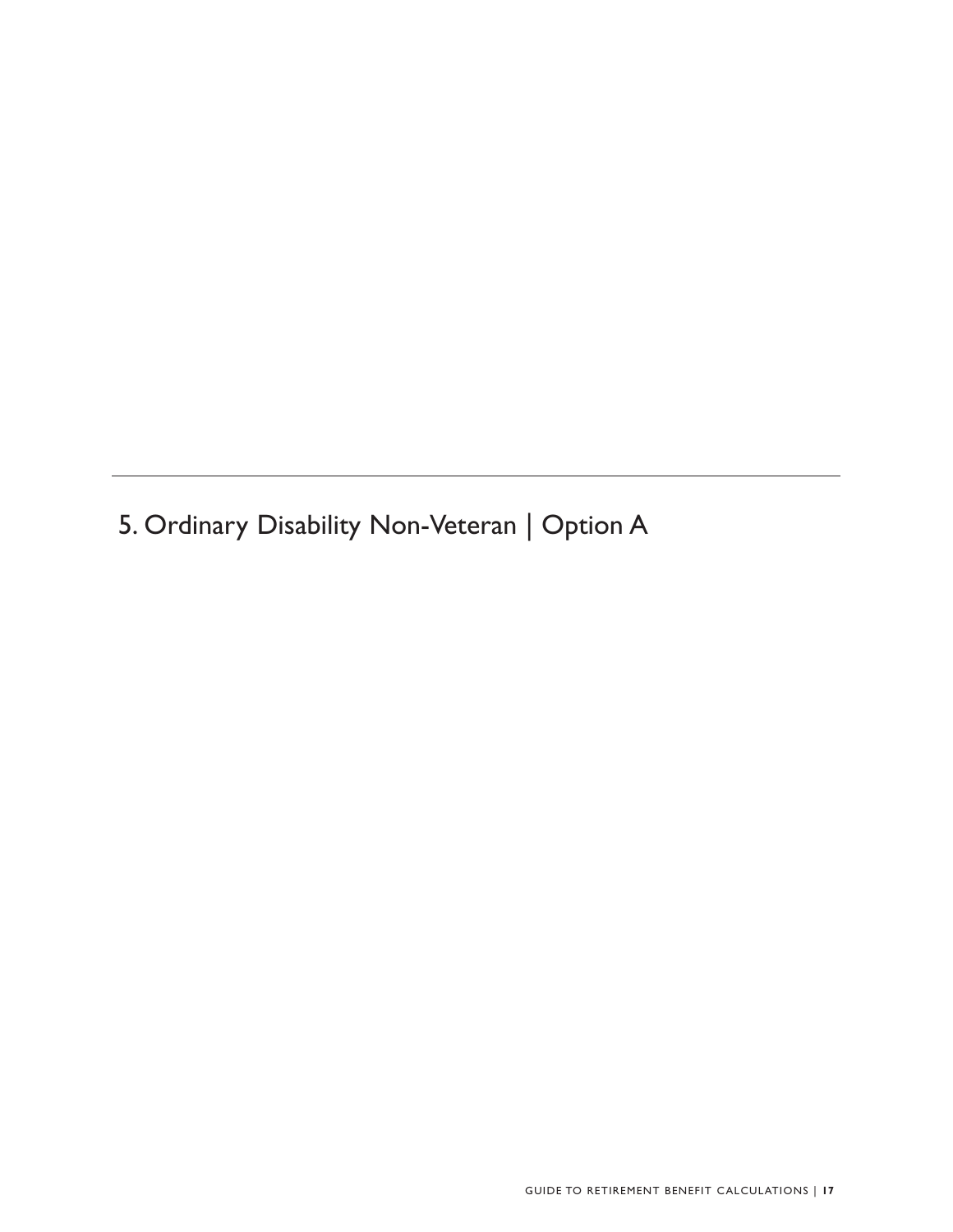# 5. Ordinary Disability Non-Veteran | Option A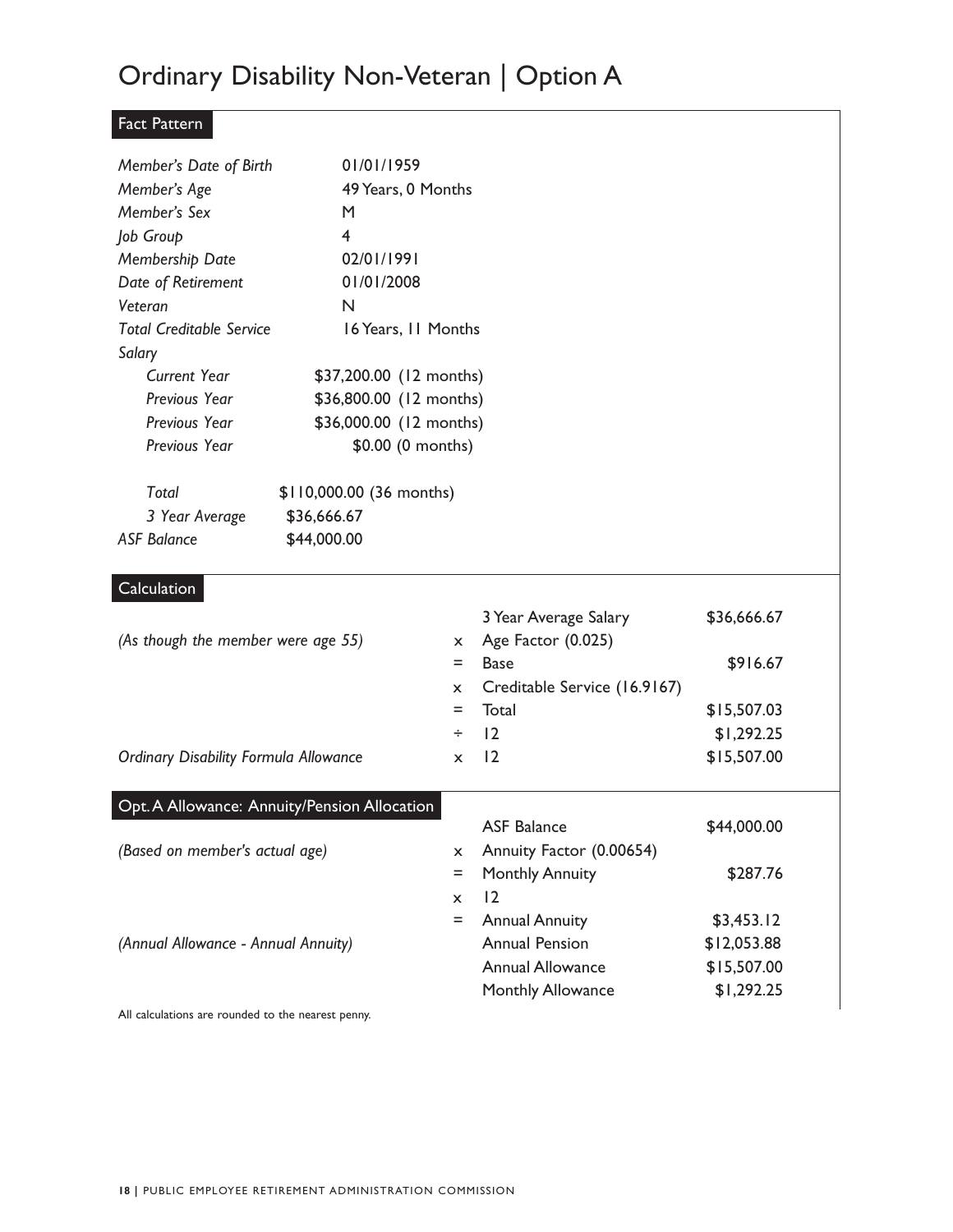# Ordinary Disability Non-Veteran | Option A

## Fact Pattern

| | |
|---|---|
| *Member's Date of Birth* | 01/01/1959 |
| *Member's Age* | 49 Years, 0 Months |
| *Member's Sex* | M |
| *Job Group* | 4 |
| *Membership Date* | 02/01/1991 |
| *Date of Retirement* | 01/01/2008 |
| *Veteran* | N |
| *Total Creditable Service* | 16 Years, 11 Months |
| *Salary* | |
| *Current Year* | $37,200.00 (12 months) |
| *Previous Year* | $36,800.00 (12 months) |
| *Previous Year* | $36,000.00 (12 months) |
| *Previous Year* | $0.00 (0 months) |
| *Total* | $110,000.00 (36 months) |
| *3 Year Average* | $36,666.67 |
| *ASF Balance* | $44,000.00 |

## Calculation

| | | | |
|---|---|---|---|
| | | 3 Year Average Salary | $36,666.67 |
| *(As though the member were age 55)* | x | Age Factor (0.025) | |
| | = | Base | $916.67 |
| | x | Creditable Service (16.9167) | |
| | = | Total | $15,507.03 |
| | ÷ | 12 | $1,292.25 |
| *Ordinary Disability Formula Allowance* | x | 12 | $15,507.00 |

## Opt. A Allowance: Annuity/Pension Allocation

| | | | |
|---|---|---|---|
| | | ASF Balance | $44,000.00 |
| *(Based on member's actual age)* | x | Annuity Factor (0.00654) | |
| | = | Monthly Annuity | $287.76 |
| | x | 12 | |
| | = | Annual Annuity | $3,453.12 |
| *(Annual Allowance - Annual Annuity)* | | Annual Pension | $12,053.88 |
| | | Annual Allowance | $15,507.00 |
| | | Monthly Allowance | $1,292.25 |

All calculations are rounded to the nearest penny.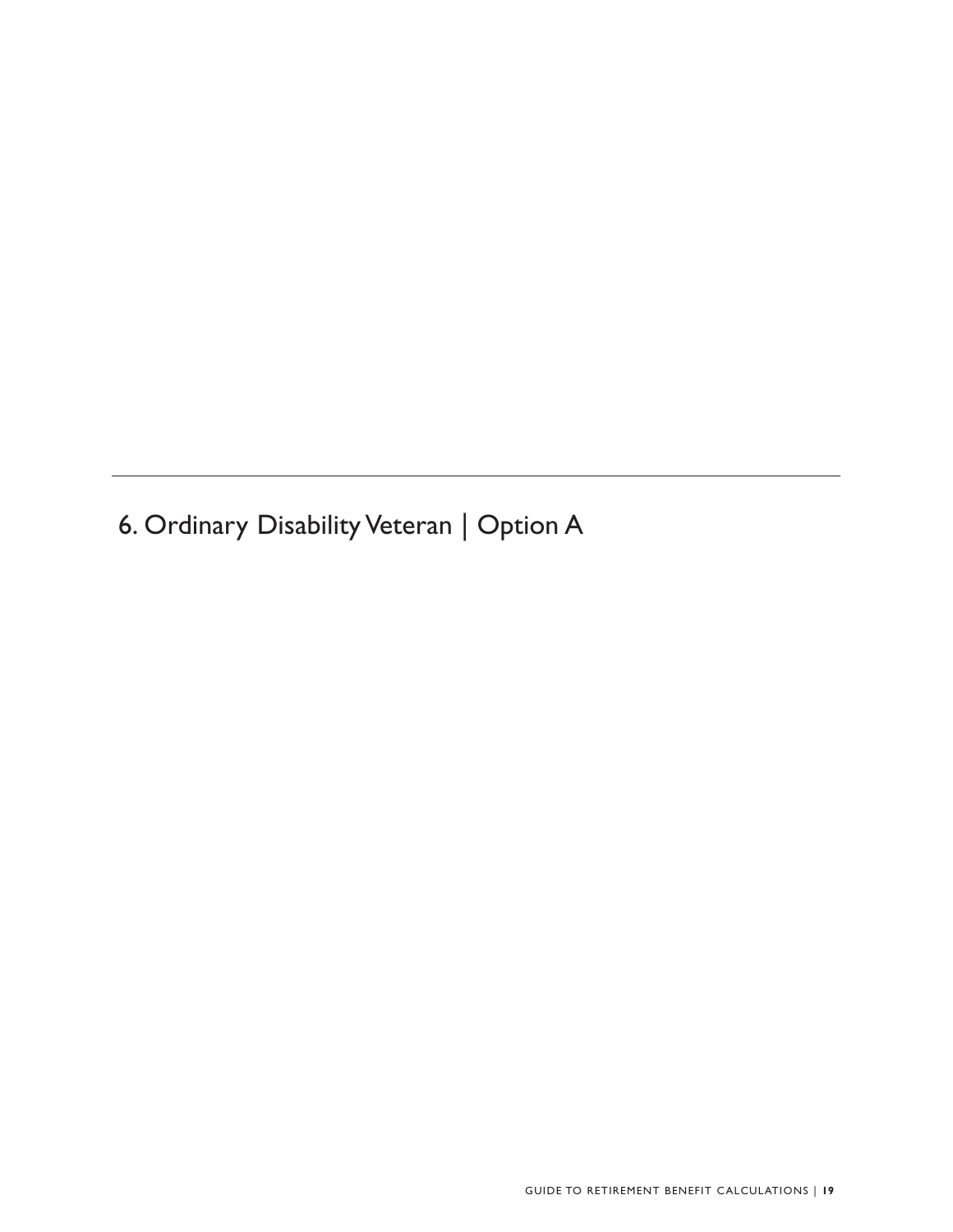## 6. Ordinary Disability Veteran | Option A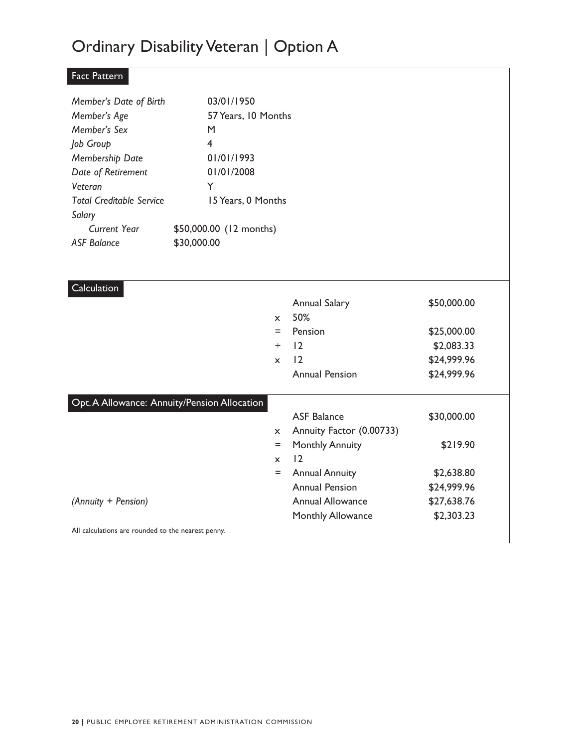# Ordinary Disability Veteran | Option A

## Fact Pattern

| | |
|---|---|
| *Member's Date of Birth* | 03/01/1950 |
| *Member's Age* | 57 Years, 10 Months |
| *Member's Sex* | M |
| *Job Group* | 4 |
| *Membership Date* | 01/01/1993 |
| *Date of Retirement* | 01/01/2008 |
| *Veteran* | Y |
| *Total Creditable Service* | 15 Years, 0 Months |
| *Salary* | |
| *Current Year* | $50,000.00 (12 months) |
| *ASF Balance* | $30,000.00 |

## Calculation

| | | |
|---|---|---|
| | Annual Salary | $50,000.00 |
| x | 50% | |
| = | Pension | $25,000.00 |
| ÷ | 12 | $2,083.33 |
| x | 12 | $24,999.96 |
| | Annual Pension | $24,999.96 |

## Opt. A Allowance: Annuity/Pension Allocation

| | | | |
|---|---|---|---|
| | | ASF Balance | $30,000.00 |
| | x | Annuity Factor (0.00733) | |
| | = | Monthly Annuity | $219.90 |
| | x | 12 | |
| | = | Annual Annuity | $2,638.80 |
| | | Annual Pension | $24,999.96 |
| *(Annuity + Pension)* | | Annual Allowance | $27,638.76 |
| | | Monthly Allowance | $2,303.23 |

All calculations are rounded to the nearest penny.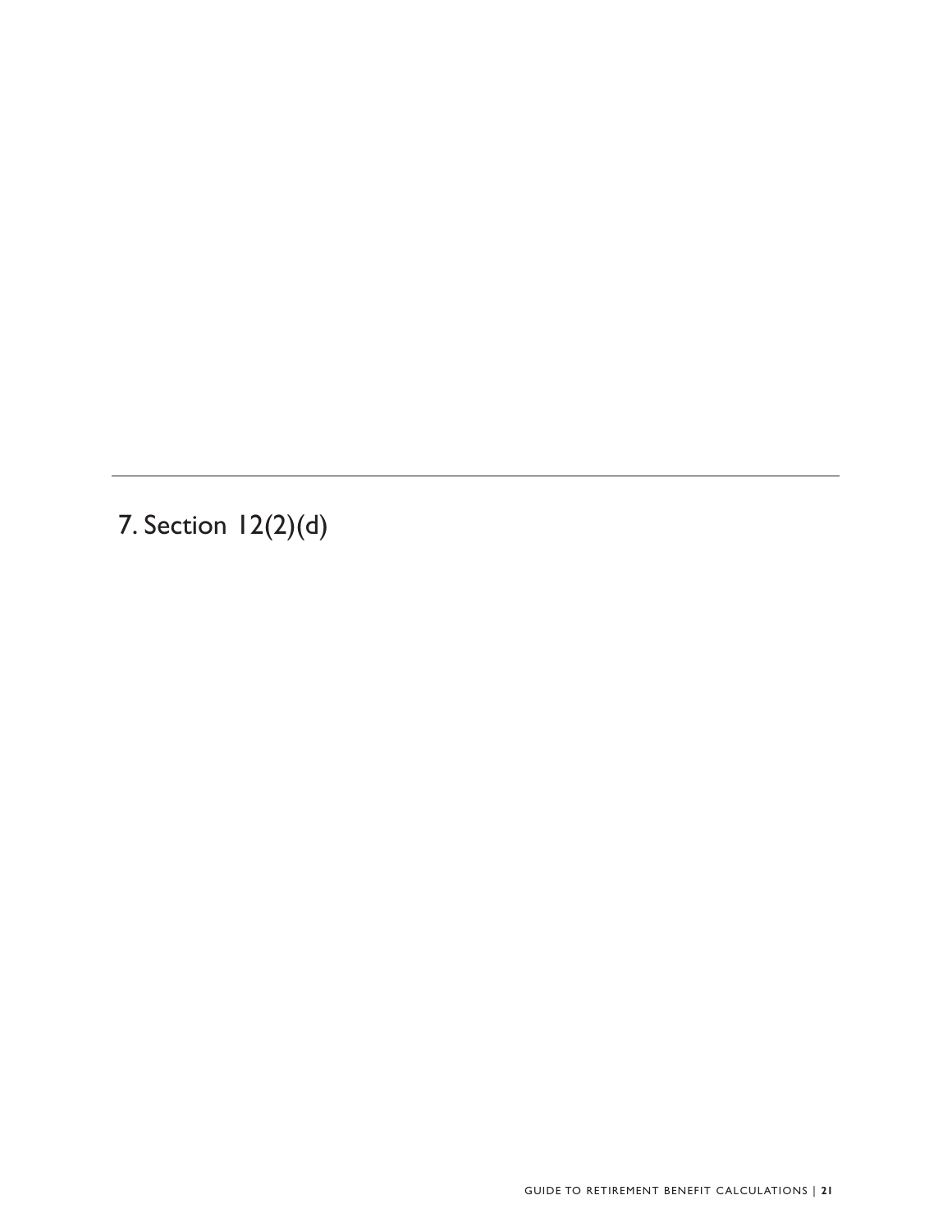# 7. Section 12(2)(d)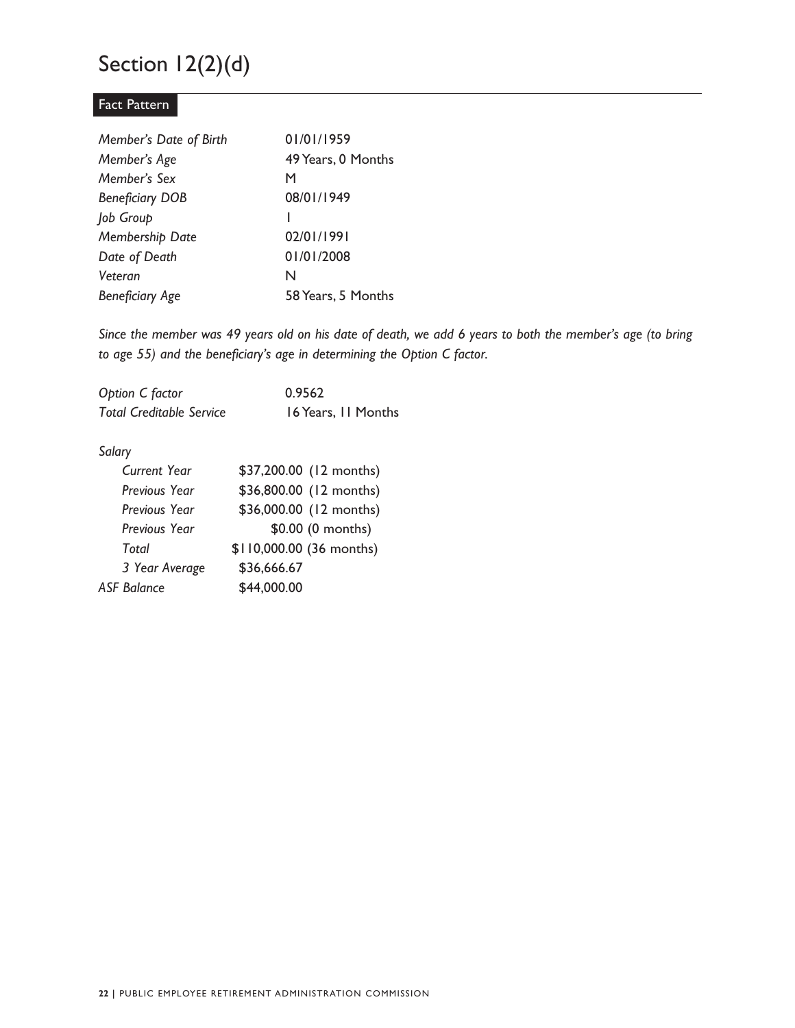# Section 12(2)(d)

## Fact Pattern

| | |
|---|---|
| *Member's Date of Birth* | 01/01/1959 |
| *Member's Age* | 49 Years, 0 Months |
| *Member's Sex* | M |
| *Beneficiary DOB* | 08/01/1949 |
| *Job Group* | 1 |
| *Membership Date* | 02/01/1991 |
| *Date of Death* | 01/01/2008 |
| *Veteran* | N |
| *Beneficiary Age* | 58 Years, 5 Months |

*Since the member was 49 years old on his date of death, we add 6 years to both the member's age (to bring to age 55) and the beneficiary's age in determining the Option C factor.*

| | |
|---|---|
| *Option C factor* | 0.9562 |
| *Total Creditable Service* | 16 Years, 11 Months |

*Salary*

| | |
|---|---|
| *Current Year* | $37,200.00 (12 months) |
| *Previous Year* | $36,800.00 (12 months) |
| *Previous Year* | $36,000.00 (12 months) |
| *Previous Year* | $0.00 (0 months) |
| *Total* | $110,000.00 (36 months) |
| *3 Year Average* | $36,666.67 |
| *ASF Balance* | $44,000.00 |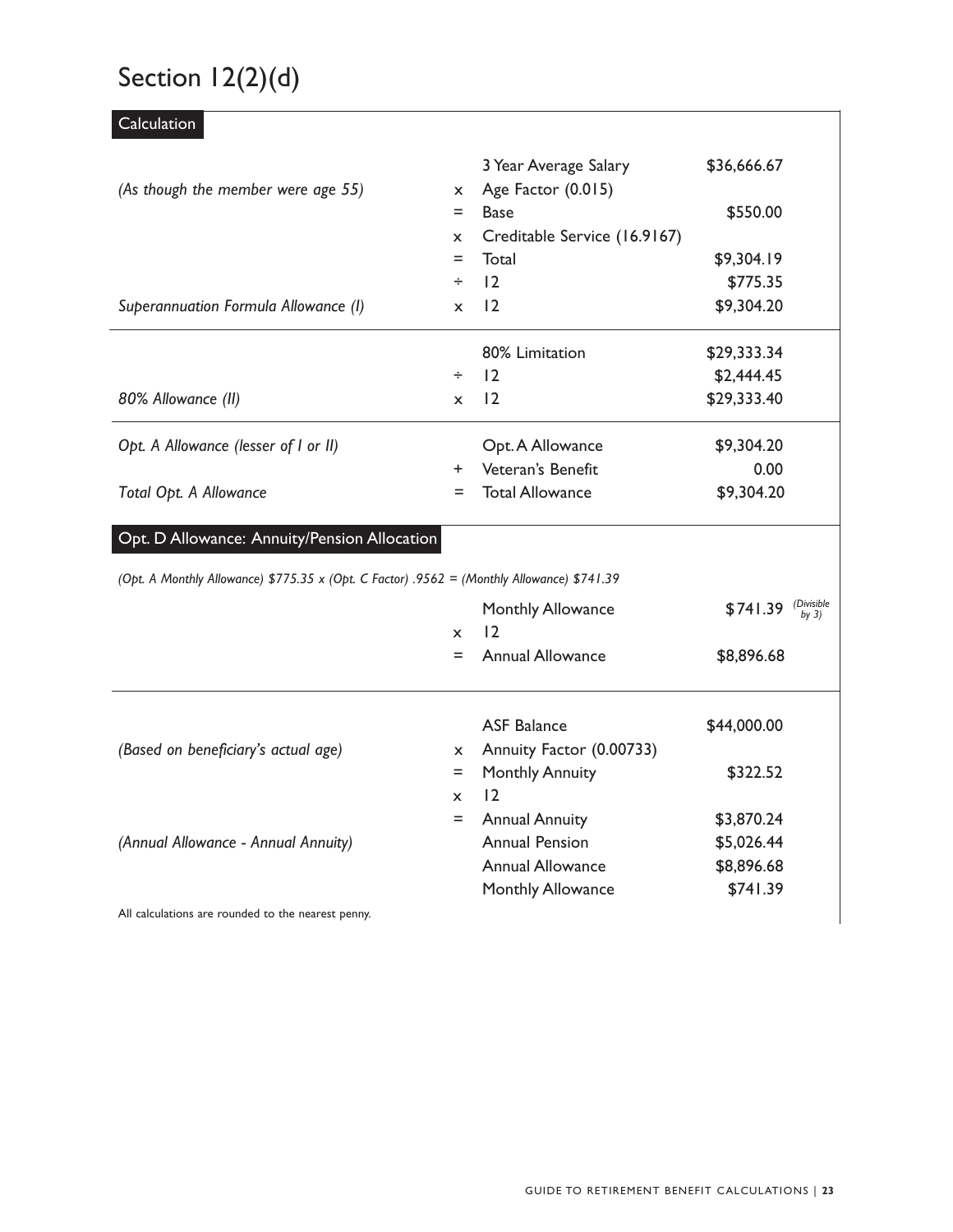# Section 12(2)(d)

## Calculation

| | | | |
|---|---|---|---|
| | | 3 Year Average Salary | $36,666.67 |
| *(As though the member were age 55)* | x | Age Factor (0.015) | |
| | = | Base | $550.00 |
| | x | Creditable Service (16.9167) | |
| | = | Total | $9,304.19 |
| | ÷ | 12 | $775.35 |
| *Superannuation Formula Allowance (I)* | x | 12 | $9,304.20 |
| | | 80% Limitation | $29,333.34 |
| | ÷ | 12 | $2,444.45 |
| *80% Allowance (II)* | x | 12 | $29,333.40 |
| *Opt. A Allowance (lesser of I or II)* | | Opt. A Allowance | $9,304.20 |
| | + | Veteran's Benefit | 0.00 |
| *Total Opt. A Allowance* | = | Total Allowance | $9,304.20 |

## Opt. D Allowance: Annuity/Pension Allocation

*(Opt. A Monthly Allowance) $775.35 x (Opt. C Factor) .9562 = (Monthly Allowance) $741.39*

| | | | |
|---|---|---|---|
| | | Monthly Allowance | $741.39 *(Divisible by 3)* |
| | x | 12 | |
| | = | Annual Allowance | $8,896.68 |
| | | ASF Balance | $44,000.00 |
| *(Based on beneficiary's actual age)* | x | Annuity Factor (0.00733) | |
| | = | Monthly Annuity | $322.52 |
| | x | 12 | |
| | = | Annual Annuity | $3,870.24 |
| *(Annual Allowance - Annual Annuity)* | | Annual Pension | $5,026.44 |
| | | Annual Allowance | $8,896.68 |
| | | Monthly Allowance | $741.39 |

All calculations are rounded to the nearest penny.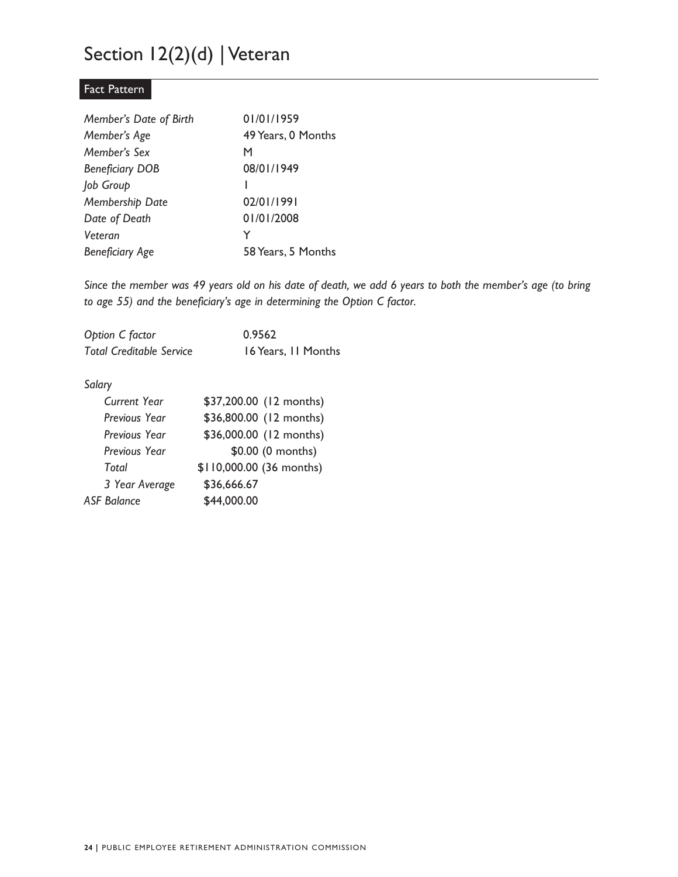# Section 12(2)(d) | Veteran

## Fact Pattern

| | |
|---|---|
| *Member's Date of Birth* | 01/01/1959 |
| *Member's Age* | 49 Years, 0 Months |
| *Member's Sex* | M |
| *Beneficiary DOB* | 08/01/1949 |
| *Job Group* | 1 |
| *Membership Date* | 02/01/1991 |
| *Date of Death* | 01/01/2008 |
| *Veteran* | Y |
| *Beneficiary Age* | 58 Years, 5 Months |

*Since the member was 49 years old on his date of death, we add 6 years to both the member's age (to bring to age 55) and the beneficiary's age in determining the Option C factor.*

| | |
|---|---|
| *Option C factor* | 0.9562 |
| *Total Creditable Service* | 16 Years, 11 Months |

*Salary*

| | |
|---|---|
| *Current Year* | \$37,200.00 (12 months) |
| *Previous Year* | \$36,800.00 (12 months) |
| *Previous Year* | \$36,000.00 (12 months) |
| *Previous Year* | \$0.00 (0 months) |
| *Total* | \$110,000.00 (36 months) |
| *3 Year Average* | \$36,666.67 |
| *ASF Balance* | \$44,000.00 |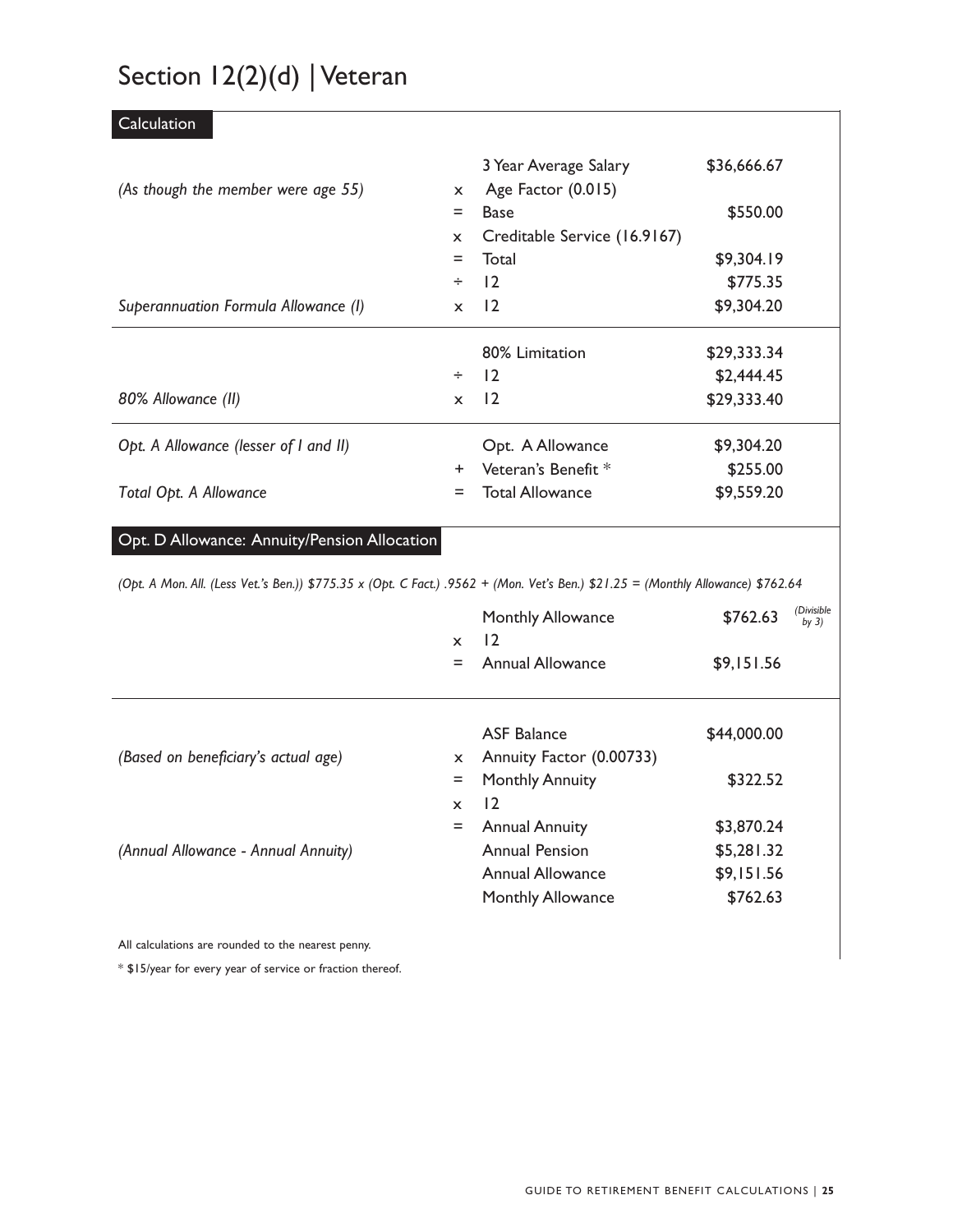# Section 12(2)(d) | Veteran

## Calculation

| | | | |
|---|---|---|---|
| | | 3 Year Average Salary | $36,666.67 |
| *(As though the member were age 55)* | x | Age Factor (0.015) | |
| | = | Base | $550.00 |
| | x | Creditable Service (16.9167) | |
| | = | Total | $9,304.19 |
| | ÷ | 12 | $775.35 |
| *Superannuation Formula Allowance (I)* | x | 12 | $9,304.20 |
| | | 80% Limitation | $29,333.34 |
| | ÷ | 12 | $2,444.45 |
| *80% Allowance (II)* | x | 12 | $29,333.40 |
| *Opt. A Allowance (lesser of I and II)* | | Opt. A Allowance | $9,304.20 |
| | + | Veteran's Benefit * | $255.00 |
| *Total Opt. A Allowance* | = | Total Allowance | $9,559.20 |

## Opt. D Allowance: Annuity/Pension Allocation

*(Opt. A Mon. All. (Less Vet.'s Ben.)) $775.35 x (Opt. C Fact.) .9562 + (Mon. Vet's Ben.) $21.25 = (Monthly Allowance) $762.64*

| | | | |
|---|---|---|---|
| | | Monthly Allowance | $762.63 *(Divisible by 3)* |
| | x | 12 | |
| | = | Annual Allowance | $9,151.56 |

| | | | |
|---|---|---|---|
| | | ASF Balance | $44,000.00 |
| *(Based on beneficiary's actual age)* | x | Annuity Factor (0.00733) | |
| | = | Monthly Annuity | $322.52 |
| | x | 12 | |
| | = | Annual Annuity | $3,870.24 |
| *(Annual Allowance - Annual Annuity)* | | Annual Pension | $5,281.32 |
| | | Annual Allowance | $9,151.56 |
| | | Monthly Allowance | $762.63 |

All calculations are rounded to the nearest penny.

* $15/year for every year of service or fraction thereof.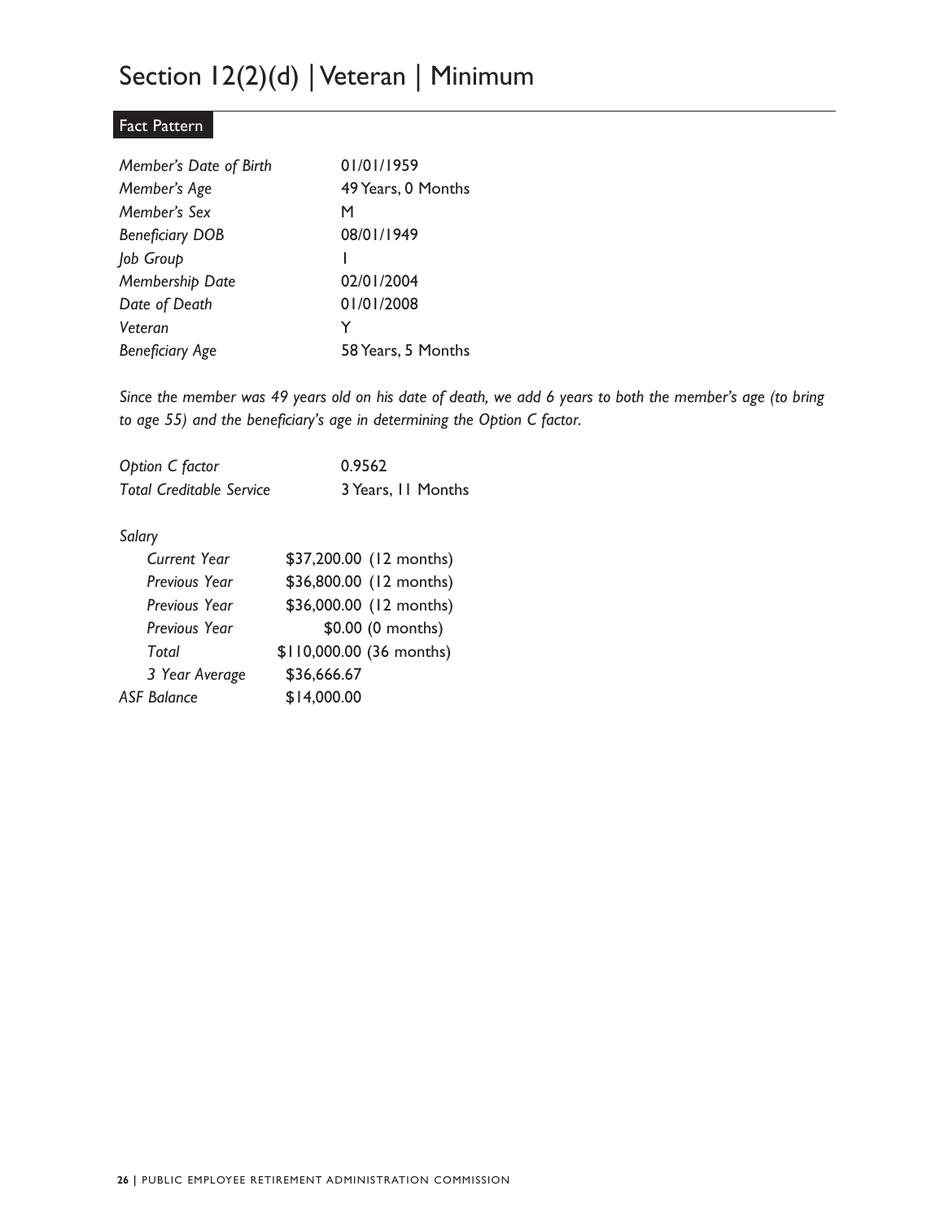# Section 12(2)(d) | Veteran | Minimum

## Fact Pattern

| | |
|---|---|
| *Member's Date of Birth* | 01/01/1959 |
| *Member's Age* | 49 Years, 0 Months |
| *Member's Sex* | M |
| *Beneficiary DOB* | 08/01/1949 |
| *Job Group* | I |
| *Membership Date* | 02/01/2004 |
| *Date of Death* | 01/01/2008 |
| *Veteran* | Y |
| *Beneficiary Age* | 58 Years, 5 Months |

*Since the member was 49 years old on his date of death, we add 6 years to both the member's age (to bring to age 55) and the beneficiary's age in determining the Option C factor.*

| | |
|---|---|
| *Option C factor* | 0.9562 |
| *Total Creditable Service* | 3 Years, 11 Months |

*Salary*

| | |
|---|---|
| *Current Year* | $37,200.00 (12 months) |
| *Previous Year* | $36,800.00 (12 months) |
| *Previous Year* | $36,000.00 (12 months) |
| *Previous Year* | $0.00 (0 months) |
| *Total* | $110,000.00 (36 months) |
| *3 Year Average* | $36,666.67 |
| *ASF Balance* | $14,000.00 |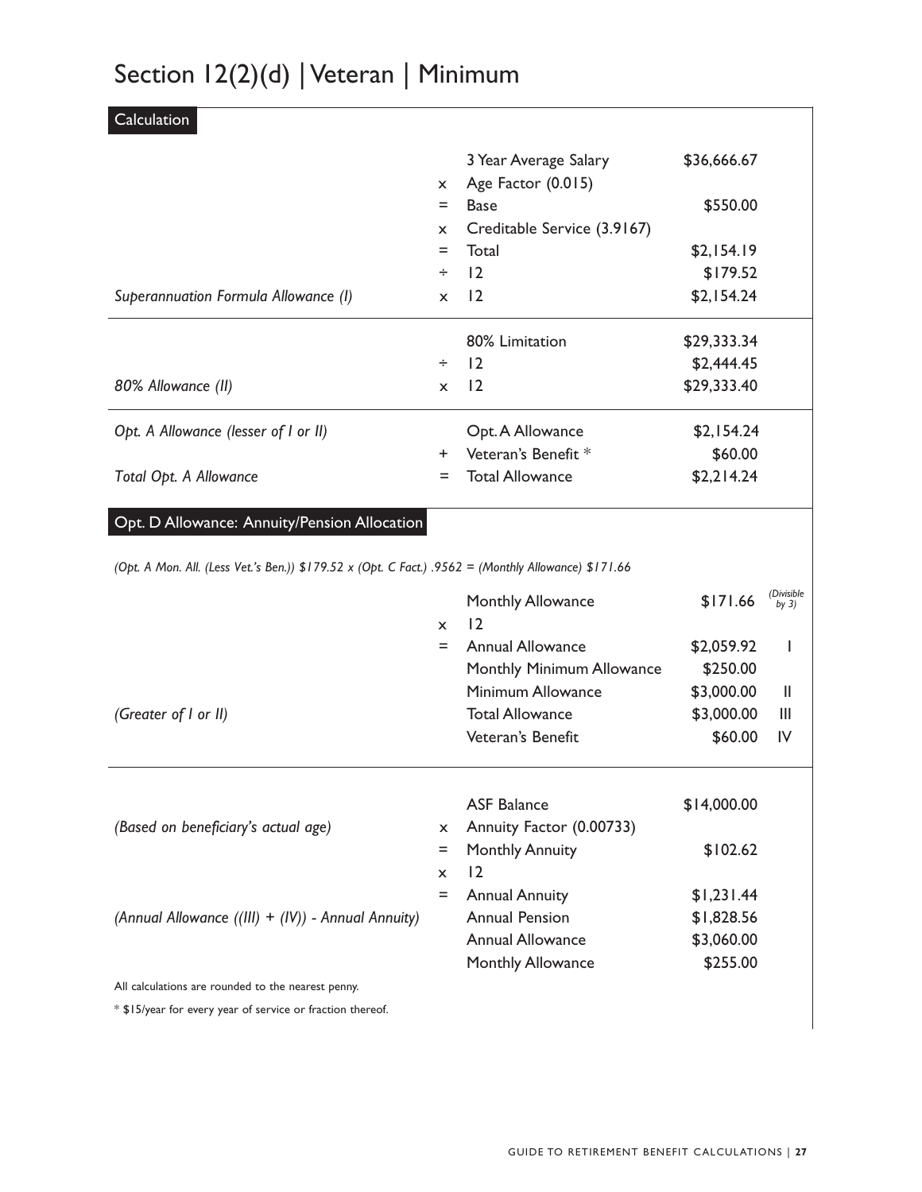# Section 12(2)(d) | Veteran | Minimum

## Calculation

| | | | |
|---|---|---|---|
| | | 3 Year Average Salary | $36,666.67 |
| | x | Age Factor (0.015) | |
| | = | Base | $550.00 |
| | x | Creditable Service (3.9167) | |
| | = | Total | $2,154.19 |
| | ÷ | 12 | $179.52 |
| *Superannuation Formula Allowance (I)* | x | 12 | $2,154.24 |
| | | 80% Limitation | $29,333.34 |
| | ÷ | 12 | $2,444.45 |
| *80% Allowance (II)* | x | 12 | $29,333.40 |
| *Opt. A Allowance (lesser of I or II)* | | Opt. A Allowance | $2,154.24 |
| | + | Veteran's Benefit * | $60.00 |
| *Total Opt. A Allowance* | = | Total Allowance | $2,214.24 |

## Opt. D Allowance: Annuity/Pension Allocation

*(Opt. A Mon. All. (Less Vet.'s Ben.)) $179.52 x (Opt. C Fact.) .9562 = (Monthly Allowance) $171.66*

| | | | | |
|---|---|---|---|---|
| | | Monthly Allowance | $171.66 | *(Divisible by 3)* |
| | x | 12 | | |
| | = | Annual Allowance | $2,059.92 | I |
| | | Monthly Minimum Allowance | $250.00 | |
| | | Minimum Allowance | $3,000.00 | II |
| *(Greater of I or II)* | | Total Allowance | $3,000.00 | III |
| | | Veteran's Benefit | $60.00 | IV |

| | | | |
|---|---|---|---|
| | | ASF Balance | $14,000.00 |
| *(Based on beneficiary's actual age)* | x | Annuity Factor (0.00733) | |
| | = | Monthly Annuity | $102.62 |
| | x | 12 | |
| | = | Annual Annuity | $1,231.44 |
| *(Annual Allowance ((III) + (IV)) - Annual Annuity)* | | Annual Pension | $1,828.56 |
| | | Annual Allowance | $3,060.00 |
| | | Monthly Allowance | $255.00 |

All calculations are rounded to the nearest penny.

* $15/year for every year of service or fraction thereof.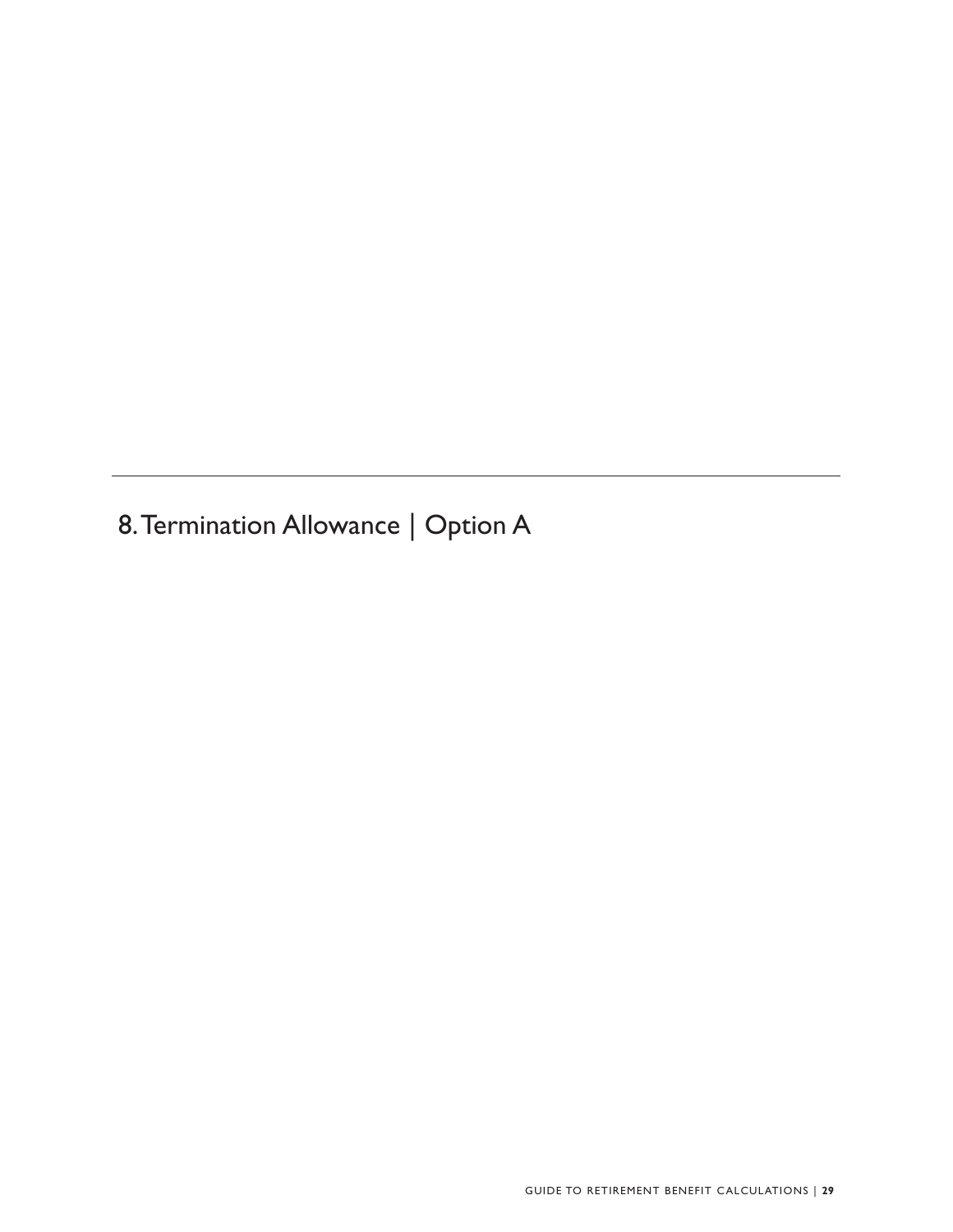# 8. Termination Allowance | Option A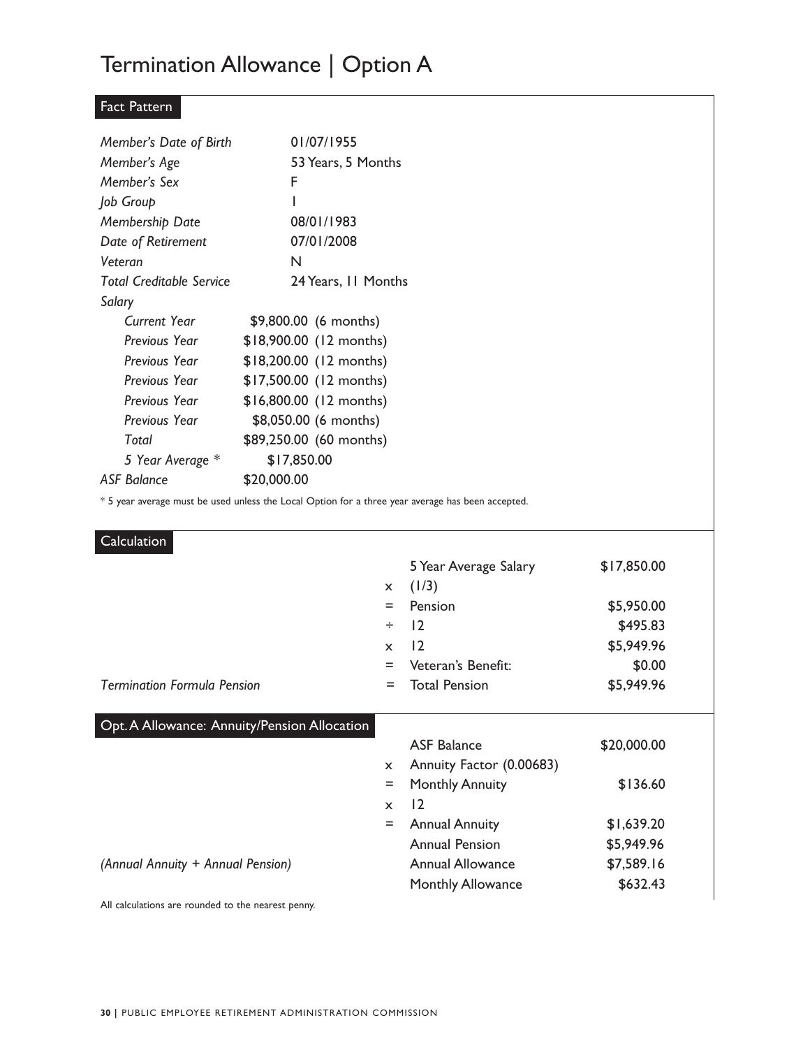# Termination Allowance | Option A

## Fact Pattern

| | |
|---|---|
| *Member's Date of Birth* | 01/07/1955 |
| *Member's Age* | 53 Years, 5 Months |
| *Member's Sex* | F |
| *Job Group* | 1 |
| *Membership Date* | 08/01/1983 |
| *Date of Retirement* | 07/01/2008 |
| *Veteran* | N |
| *Total Creditable Service* | 24 Years, 11 Months |
| *Salary* | |
| *Current Year* | \$9,800.00 (6 months) |
| *Previous Year* | \$18,900.00 (12 months) |
| *Previous Year* | \$18,200.00 (12 months) |
| *Previous Year* | \$17,500.00 (12 months) |
| *Previous Year* | \$16,800.00 (12 months) |
| *Previous Year* | \$8,050.00 (6 months) |
| *Total* | \$89,250.00 (60 months) |
| *5 Year Average \** | \$17,850.00 |
| *ASF Balance* | \$20,000.00 |

\* 5 year average must be used unless the Local Option for a three year average has been accepted.

## Calculation

| | | | |
|---|---|---|---|
| | | 5 Year Average Salary | \$17,850.00 |
| | x | (1/3) | |
| | = | Pension | \$5,950.00 |
| | ÷ | 12 | \$495.83 |
| | x | 12 | \$5,949.96 |
| | = | Veteran's Benefit: | \$0.00 |
| *Termination Formula Pension* | = | Total Pension | \$5,949.96 |

## Opt. A Allowance: Annuity/Pension Allocation

| | | | |
|---|---|---|---|
| | | ASF Balance | \$20,000.00 |
| | x | Annuity Factor (0.00683) | |
| | = | Monthly Annuity | \$136.60 |
| | x | 12 | |
| | = | Annual Annuity | \$1,639.20 |
| | | Annual Pension | \$5,949.96 |
| *(Annual Annuity + Annual Pension)* | | Annual Allowance | \$7,589.16 |
| | | Monthly Allowance | \$632.43 |

All calculations are rounded to the nearest penny.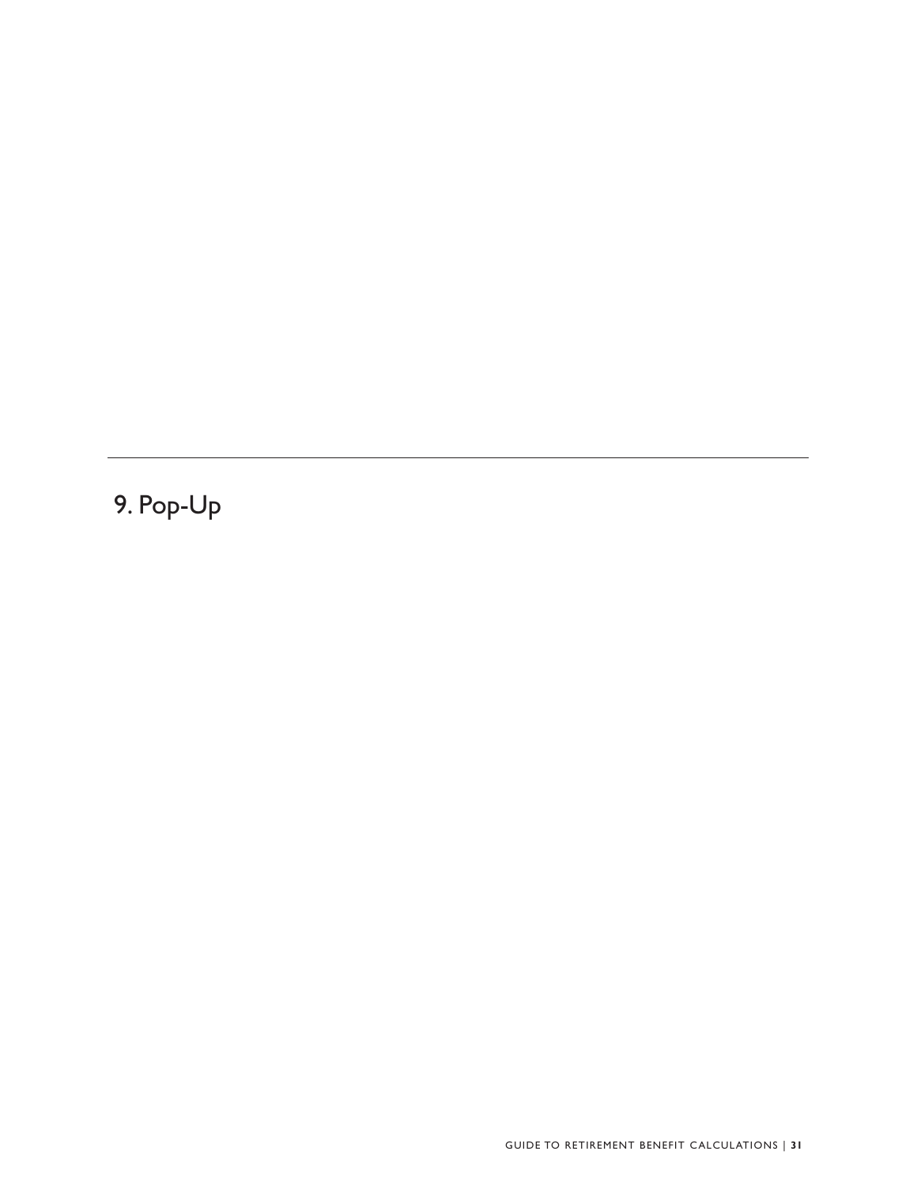# 9. Pop-Up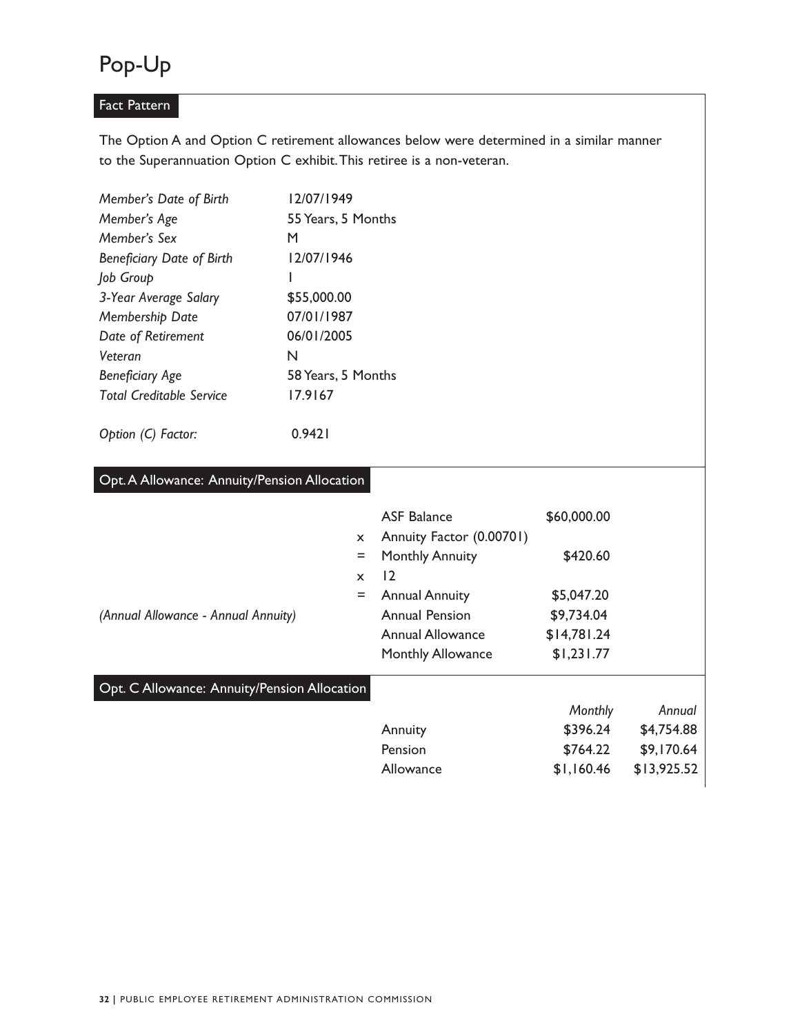# Pop-Up

## Fact Pattern

The Option A and Option C retirement allowances below were determined in a similar manner to the Superannuation Option C exhibit. This retiree is a non-veteran.

| | |
|---|---|
| *Member's Date of Birth* | 12/07/1949 |
| *Member's Age* | 55 Years, 5 Months |
| *Member's Sex* | M |
| *Beneficiary Date of Birth* | 12/07/1946 |
| *Job Group* | 1 |
| *3-Year Average Salary* | $55,000.00 |
| *Membership Date* | 07/01/1987 |
| *Date of Retirement* | 06/01/2005 |
| *Veteran* | N |
| *Beneficiary Age* | 58 Years, 5 Months |
| *Total Creditable Service* | 17.9167 |
| | |
| *Option (C) Factor:* | 0.9421 |

## Opt. A Allowance: Annuity/Pension Allocation

| | | | |
|---|---|---|---|
| | | ASF Balance | $60,000.00 |
| | x | Annuity Factor (0.00701) | |
| | = | Monthly Annuity | $420.60 |
| | x | 12 | |
| | = | Annual Annuity | $5,047.20 |
| *(Annual Allowance - Annual Annuity)* | | Annual Pension | $9,734.04 |
| | | Annual Allowance | $14,781.24 |
| | | Monthly Allowance | $1,231.77 |

## Opt. C Allowance: Annuity/Pension Allocation

| | *Monthly* | *Annual* |
|---|---|---|
| Annuity | $396.24 | $4,754.88 |
| Pension | $764.22 | $9,170.64 |
| Allowance | $1,160.46 | $13,925.52 |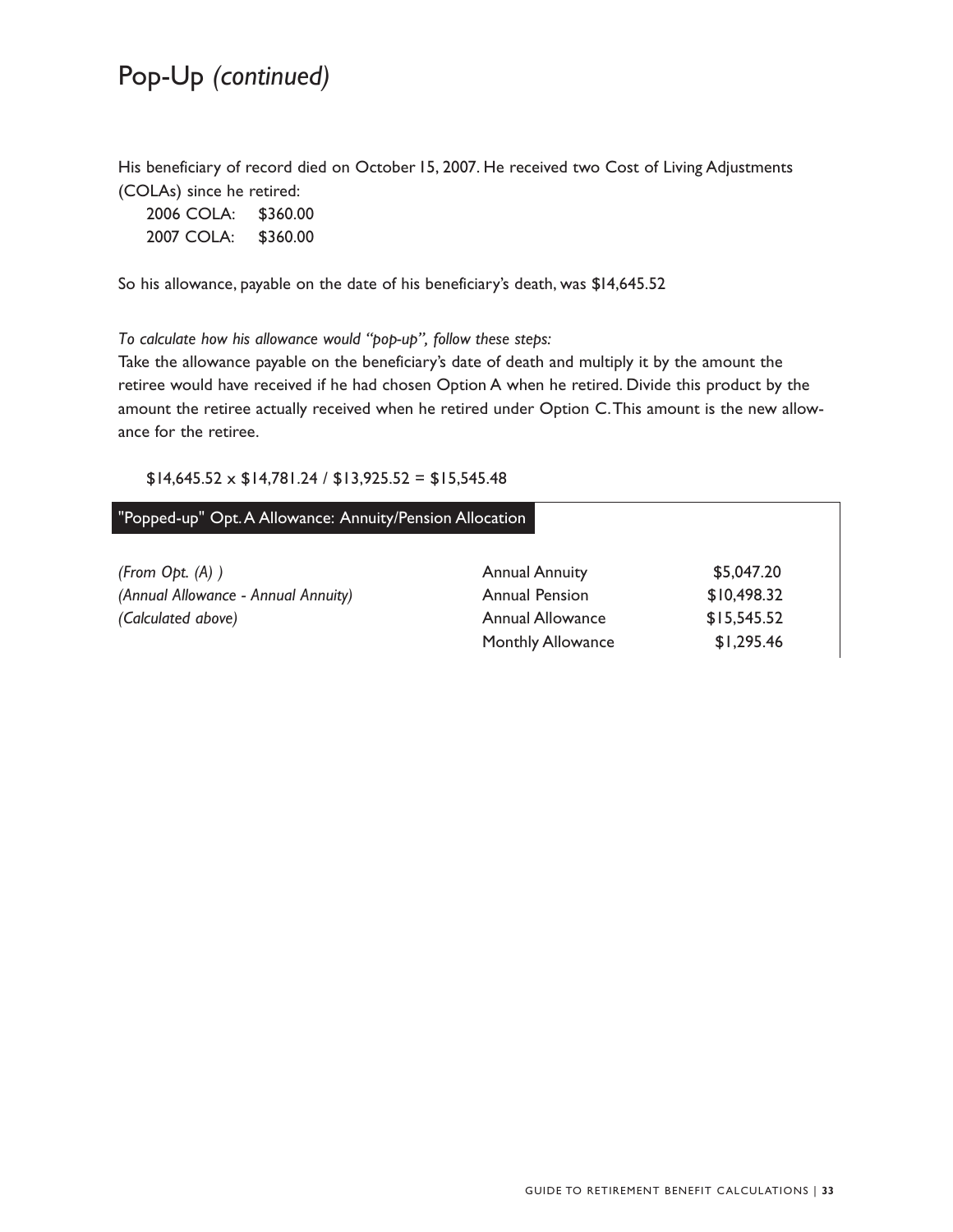# Pop-Up *(continued)*

His beneficiary of record died on October 15, 2007. He received two Cost of Living Adjustments (COLAs) since he retired:

2006 COLA: $360.00
2007 COLA: $360.00

So his allowance, payable on the date of his beneficiary's death, was $14,645.52

*To calculate how his allowance would "pop-up", follow these steps:*

Take the allowance payable on the beneficiary's date of death and multiply it by the amount the retiree would have received if he had chosen Option A when he retired. Divide this product by the amount the retiree actually received when he retired under Option C. This amount is the new allowance for the retiree.

$14,645.52 x $14,781.24 / $13,925.52 = $15,545.48

| "Popped-up" Opt. A Allowance: Annuity/Pension Allocation | | |
|---|---|---|
| *(From Opt. (A) )* | Annual Annuity | $5,047.20 |
| *(Annual Allowance - Annual Annuity)* | Annual Pension | $10,498.32 |
| *(Calculated above)* | Annual Allowance | $15,545.52 |
| | Monthly Allowance | $1,295.46 |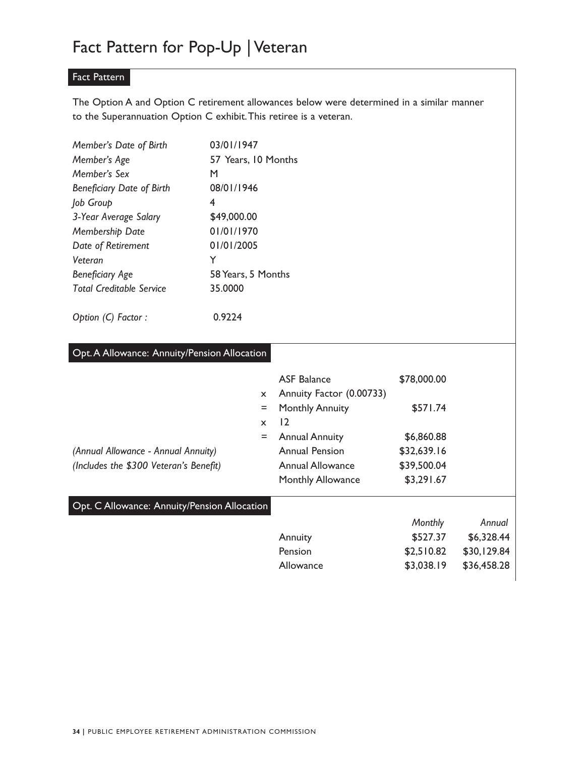# Fact Pattern for Pop-Up | Veteran

## Fact Pattern

The Option A and Option C retirement allowances below were determined in a similar manner to the Superannuation Option C exhibit. This retiree is a veteran.

| | |
|---|---|
| *Member's Date of Birth* | 03/01/1947 |
| *Member's Age* | 57 Years, 10 Months |
| *Member's Sex* | M |
| *Beneficiary Date of Birth* | 08/01/1946 |
| *Job Group* | 4 |
| *3-Year Average Salary* | $49,000.00 |
| *Membership Date* | 01/01/1970 |
| *Date of Retirement* | 01/01/2005 |
| *Veteran* | Y |
| *Beneficiary Age* | 58 Years, 5 Months |
| *Total Creditable Service* | 35.0000 |

*Option (C) Factor :* 0.9224

## Opt. A Allowance: Annuity/Pension Allocation

| | | | |
|---|---|---|---|
| | | ASF Balance | $78,000.00 |
| | x | Annuity Factor (0.00733) | |
| | = | Monthly Annuity | $571.74 |
| | x | 12 | |
| | = | Annual Annuity | $6,860.88 |
| *(Annual Allowance - Annual Annuity)* | | Annual Pension | $32,639.16 |
| *(Includes the $300 Veteran's Benefit)* | | Annual Allowance | $39,500.04 |
| | | Monthly Allowance | $3,291.67 |

## Opt. C Allowance: Annuity/Pension Allocation

| | *Monthly* | *Annual* |
|---|---|---|
| Annuity | $527.37 | $6,328.44 |
| Pension | $2,510.82 | $30,129.84 |
| Allowance | $3,038.19 | $36,458.28 |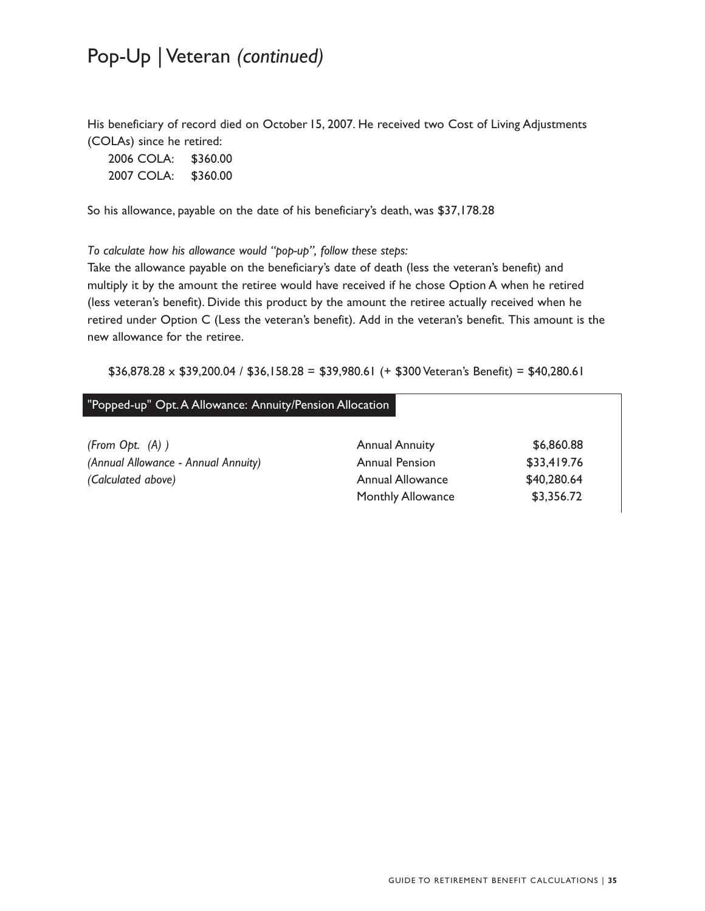# Pop-Up | Veteran *(continued)*

His beneficiary of record died on October 15, 2007. He received two Cost of Living Adjustments (COLAs) since he retired:

2006 COLA: $360.00
2007 COLA: $360.00

So his allowance, payable on the date of his beneficiary's death, was $37,178.28

*To calculate how his allowance would "pop-up", follow these steps:*

Take the allowance payable on the beneficiary's date of death (less the veteran's benefit) and multiply it by the amount the retiree would have received if he chose Option A when he retired (less veteran's benefit). Divide this product by the amount the retiree actually received when he retired under Option C (Less the veteran's benefit). Add in the veteran's benefit. This amount is the new allowance for the retiree.

$36,878.28 x $39,200.04 / $36,158.28 = $39,980.61 (+ $300 Veteran's Benefit) = $40,280.61

| "Popped-up" Opt. A Allowance: Annuity/Pension Allocation | | |
|---|---|---|
| *(From Opt. (A) )* | Annual Annuity | $6,860.88 |
| *(Annual Allowance - Annual Annuity)* | Annual Pension | $33,419.76 |
| *(Calculated above)* | Annual Allowance | $40,280.64 |
| | Monthly Allowance | $3,356.72 |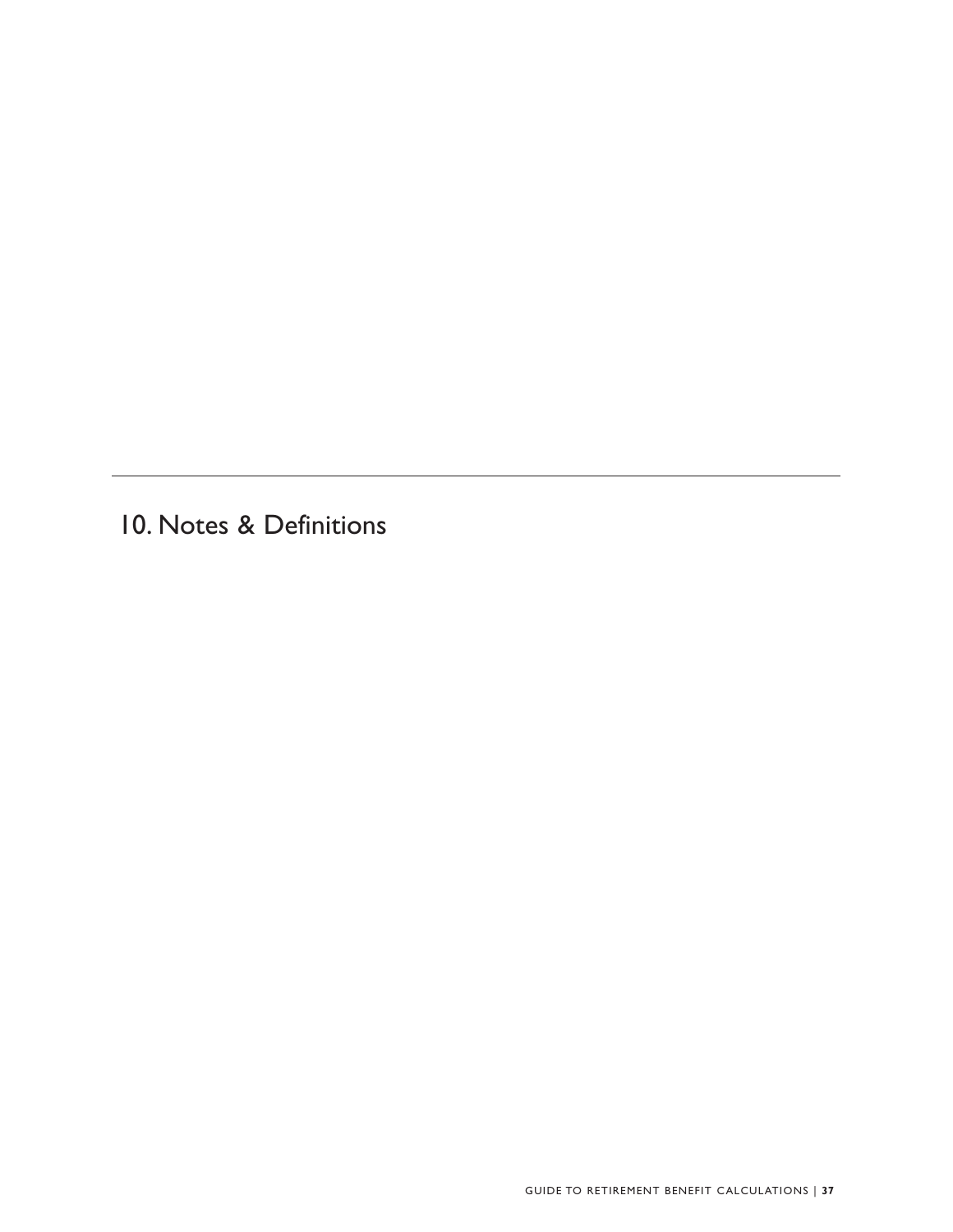# 10. Notes & Definitions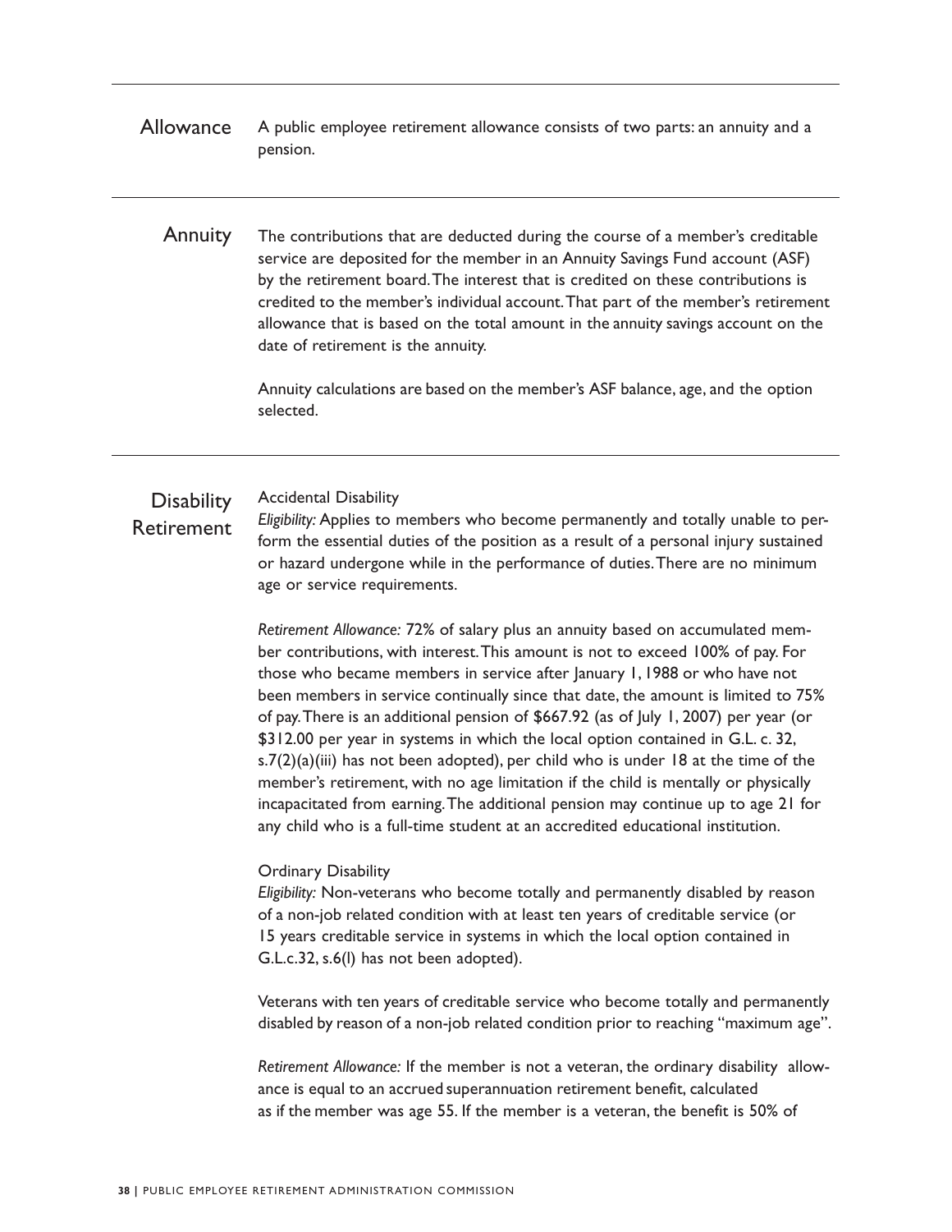## Allowance

A public employee retirement allowance consists of two parts: an annuity and a pension.

## Annuity

The contributions that are deducted during the course of a member's creditable service are deposited for the member in an Annuity Savings Fund account (ASF) by the retirement board. The interest that is credited on these contributions is credited to the member's individual account. That part of the member's retirement allowance that is based on the total amount in the annuity savings account on the date of retirement is the annuity.

Annuity calculations are based on the member's ASF balance, age, and the option selected.

## Disability Retirement

Accidental Disability

*Eligibility:* Applies to members who become permanently and totally unable to perform the essential duties of the position as a result of a personal injury sustained or hazard undergone while in the performance of duties. There are no minimum age or service requirements.

*Retirement Allowance:* 72% of salary plus an annuity based on accumulated member contributions, with interest. This amount is not to exceed 100% of pay. For those who became members in service after January 1, 1988 or who have not been members in service continually since that date, the amount is limited to 75% of pay. There is an additional pension of $667.92 (as of July 1, 2007) per year (or $312.00 per year in systems in which the local option contained in G.L. c. 32, s.7(2)(a)(iii) has not been adopted), per child who is under 18 at the time of the member's retirement, with no age limitation if the child is mentally or physically incapacitated from earning. The additional pension may continue up to age 21 for any child who is a full-time student at an accredited educational institution.

Ordinary Disability

*Eligibility:* Non-veterans who become totally and permanently disabled by reason of a non-job related condition with at least ten years of creditable service (or 15 years creditable service in systems in which the local option contained in G.L.c.32, s.6(l) has not been adopted).

Veterans with ten years of creditable service who become totally and permanently disabled by reason of a non-job related condition prior to reaching "maximum age".

*Retirement Allowance:* If the member is not a veteran, the ordinary disability allowance is equal to an accrued superannuation retirement benefit, calculated as if the member was age 55. If the member is a veteran, the benefit is 50% of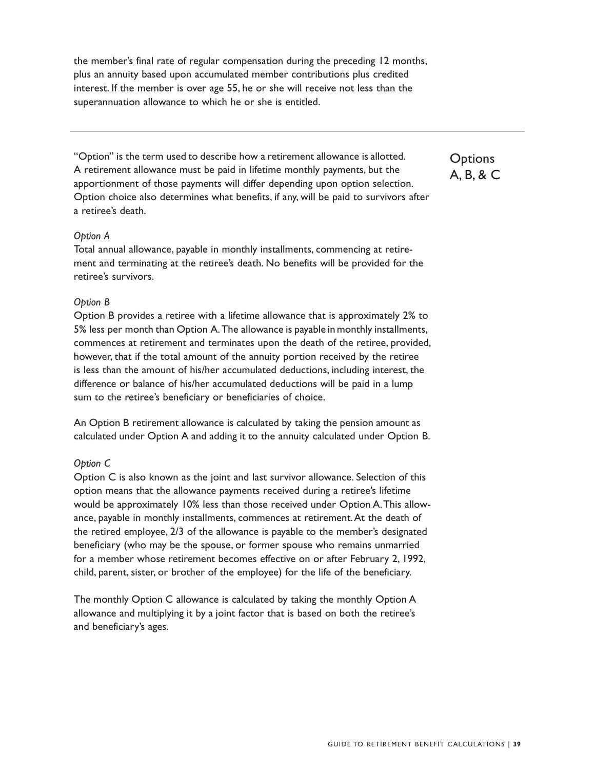the member's final rate of regular compensation during the preceding 12 months, plus an annuity based upon accumulated member contributions plus credited interest. If the member is over age 55, he or she will receive not less than the superannuation allowance to which he or she is entitled.

---

## Options A, B, & C

"Option" is the term used to describe how a retirement allowance is allotted. A retirement allowance must be paid in lifetime monthly payments, but the apportionment of those payments will differ depending upon option selection. Option choice also determines what benefits, if any, will be paid to survivors after a retiree's death.

*Option A*

Total annual allowance, payable in monthly installments, commencing at retirement and terminating at the retiree's death. No benefits will be provided for the retiree's survivors.

*Option B*

Option B provides a retiree with a lifetime allowance that is approximately 2% to 5% less per month than Option A. The allowance is payable in monthly installments, commences at retirement and terminates upon the death of the retiree, provided, however, that if the total amount of the annuity portion received by the retiree is less than the amount of his/her accumulated deductions, including interest, the difference or balance of his/her accumulated deductions will be paid in a lump sum to the retiree's beneficiary or beneficiaries of choice.

An Option B retirement allowance is calculated by taking the pension amount as calculated under Option A and adding it to the annuity calculated under Option B.

*Option C*

Option C is also known as the joint and last survivor allowance. Selection of this option means that the allowance payments received during a retiree's lifetime would be approximately 10% less than those received under Option A. This allowance, payable in monthly installments, commences at retirement. At the death of the retired employee, 2/3 of the allowance is payable to the member's designated beneficiary (who may be the spouse, or former spouse who remains unmarried for a member whose retirement becomes effective on or after February 2, 1992, child, parent, sister, or brother of the employee) for the life of the beneficiary.

The monthly Option C allowance is calculated by taking the monthly Option A allowance and multiplying it by a joint factor that is based on both the retiree's and beneficiary's ages.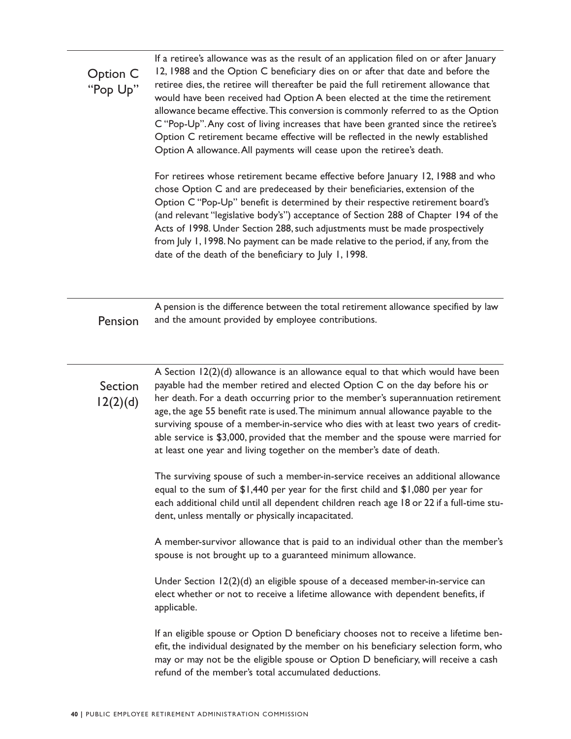## Option C "Pop Up"

If a retiree's allowance was as the result of an application filed on or after January 12, 1988 and the Option C beneficiary dies on or after that date and before the retiree dies, the retiree will thereafter be paid the full retirement allowance that would have been received had Option A been elected at the time the retirement allowance became effective. This conversion is commonly referred to as the Option C "Pop-Up". Any cost of living increases that have been granted since the retiree's Option C retirement became effective will be reflected in the newly established Option A allowance. All payments will cease upon the retiree's death.

For retirees whose retirement became effective before January 12, 1988 and who chose Option C and are predeceased by their beneficiaries, extension of the Option C "Pop-Up" benefit is determined by their respective retirement board's (and relevant "legislative body's") acceptance of Section 288 of Chapter 194 of the Acts of 1998. Under Section 288, such adjustments must be made prospectively from July 1, 1998. No payment can be made relative to the period, if any, from the date of the death of the beneficiary to July 1, 1998.

## Pension

A pension is the difference between the total retirement allowance specified by law and the amount provided by employee contributions.

## Section 12(2)(d)

A Section 12(2)(d) allowance is an allowance equal to that which would have been payable had the member retired and elected Option C on the day before his or her death. For a death occurring prior to the member's superannuation retirement age, the age 55 benefit rate is used. The minimum annual allowance payable to the surviving spouse of a member-in-service who dies with at least two years of creditable service is $3,000, provided that the member and the spouse were married for at least one year and living together on the member's date of death.

The surviving spouse of such a member-in-service receives an additional allowance equal to the sum of $1,440 per year for the first child and $1,080 per year for each additional child until all dependent children reach age 18 or 22 if a full-time student, unless mentally or physically incapacitated.

A member-survivor allowance that is paid to an individual other than the member's spouse is not brought up to a guaranteed minimum allowance.

Under Section 12(2)(d) an eligible spouse of a deceased member-in-service can elect whether or not to receive a lifetime allowance with dependent benefits, if applicable.

If an eligible spouse or Option D beneficiary chooses not to receive a lifetime benefit, the individual designated by the member on his beneficiary selection form, who may or may not be the eligible spouse or Option D beneficiary, will receive a cash refund of the member's total accumulated deductions.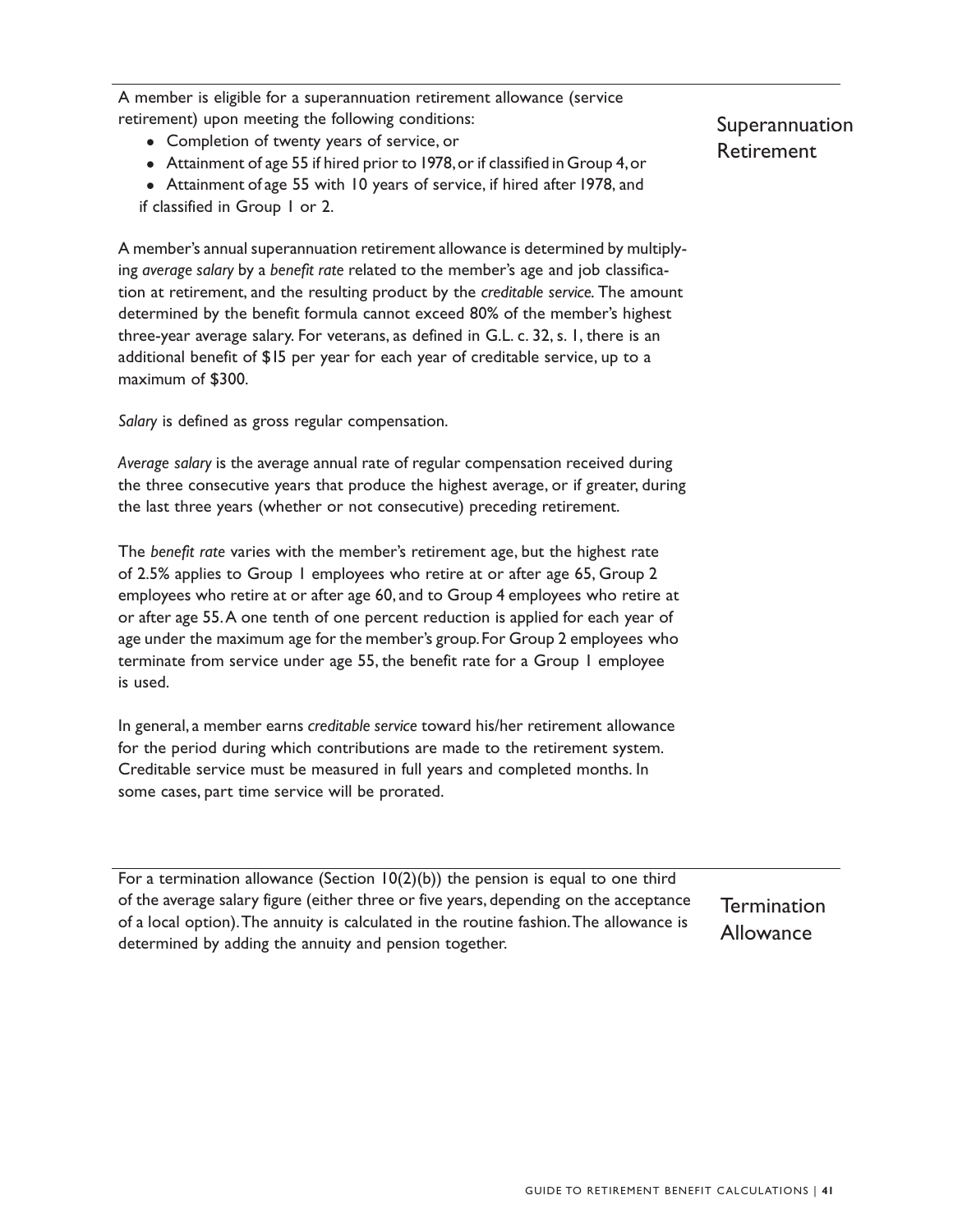## Superannuation Retirement

A member is eligible for a superannuation retirement allowance (service retirement) upon meeting the following conditions:

- Completion of twenty years of service, or
- Attainment of age 55 if hired prior to 1978, or if classified in Group 4, or
- Attainment of age 55 with 10 years of service, if hired after 1978, and if classified in Group 1 or 2.

A member's annual superannuation retirement allowance is determined by multiplying *average salary* by a *benefit rate* related to the member's age and job classification at retirement, and the resulting product by the *creditable service.* The amount determined by the benefit formula cannot exceed 80% of the member's highest three-year average salary. For veterans, as defined in G.L. c. 32, s. 1, there is an additional benefit of $15 per year for each year of creditable service, up to a maximum of $300.

*Salary* is defined as gross regular compensation.

*Average salary* is the average annual rate of regular compensation received during the three consecutive years that produce the highest average, or if greater, during the last three years (whether or not consecutive) preceding retirement.

The *benefit rate* varies with the member's retirement age, but the highest rate of 2.5% applies to Group 1 employees who retire at or after age 65, Group 2 employees who retire at or after age 60, and to Group 4 employees who retire at or after age 55. A one tenth of one percent reduction is applied for each year of age under the maximum age for the member's group. For Group 2 employees who terminate from service under age 55, the benefit rate for a Group 1 employee is used.

In general, a member earns *creditable service* toward his/her retirement allowance for the period during which contributions are made to the retirement system. Creditable service must be measured in full years and completed months. In some cases, part time service will be prorated.

## Termination Allowance

For a termination allowance (Section 10(2)(b)) the pension is equal to one third of the average salary figure (either three or five years, depending on the acceptance of a local option). The annuity is calculated in the routine fashion. The allowance is determined by adding the annuity and pension together.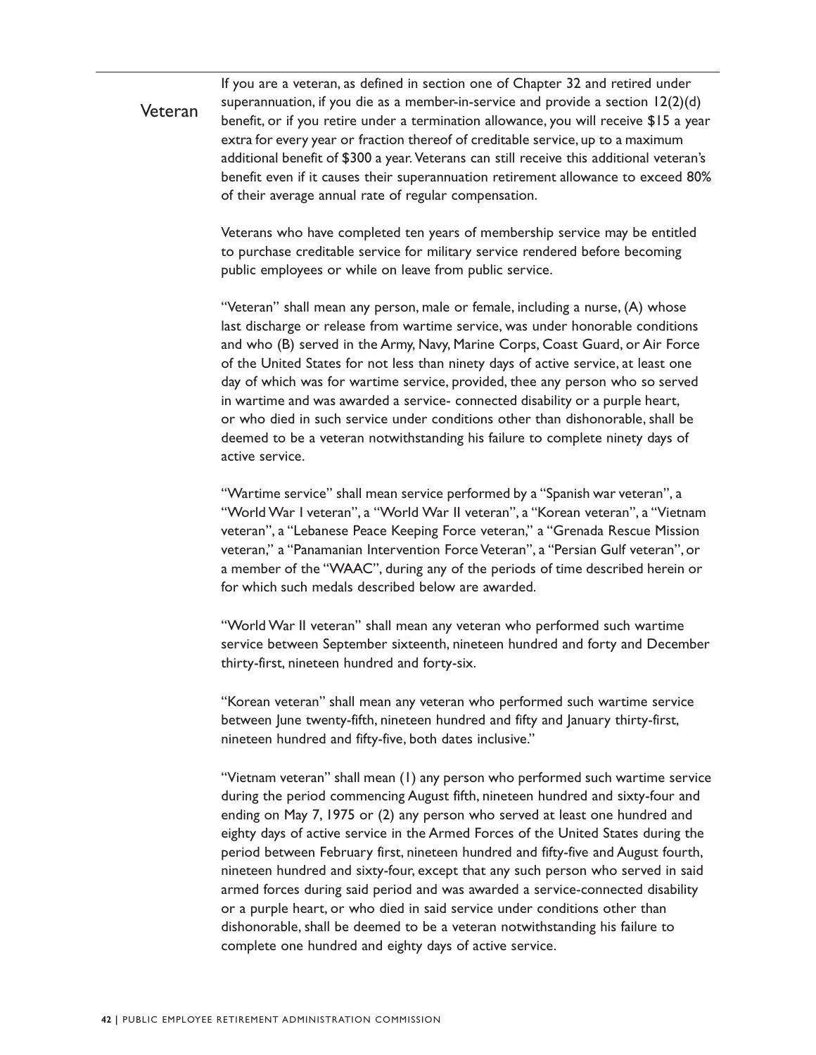## Veteran

If you are a veteran, as defined in section one of Chapter 32 and retired under superannuation, if you die as a member-in-service and provide a section 12(2)(d) benefit, or if you retire under a termination allowance, you will receive $15 a year extra for every year or fraction thereof of creditable service, up to a maximum additional benefit of $300 a year. Veterans can still receive this additional veteran's benefit even if it causes their superannuation retirement allowance to exceed 80% of their average annual rate of regular compensation.

Veterans who have completed ten years of membership service may be entitled to purchase creditable service for military service rendered before becoming public employees or while on leave from public service.

"Veteran" shall mean any person, male or female, including a nurse, (A) whose last discharge or release from wartime service, was under honorable conditions and who (B) served in the Army, Navy, Marine Corps, Coast Guard, or Air Force of the United States for not less than ninety days of active service, at least one day of which was for wartime service, provided, thee any person who so served in wartime and was awarded a service- connected disability or a purple heart, or who died in such service under conditions other than dishonorable, shall be deemed to be a veteran notwithstanding his failure to complete ninety days of active service.

"Wartime service" shall mean service performed by a "Spanish war veteran", a "World War I veteran", a "World War II veteran", a "Korean veteran", a "Vietnam veteran", a "Lebanese Peace Keeping Force veteran," a "Grenada Rescue Mission veteran," a "Panamanian Intervention Force Veteran", a "Persian Gulf veteran", or a member of the "WAAC", during any of the periods of time described herein or for which such medals described below are awarded.

"World War II veteran" shall mean any veteran who performed such wartime service between September sixteenth, nineteen hundred and forty and December thirty-first, nineteen hundred and forty-six.

"Korean veteran" shall mean any veteran who performed such wartime service between June twenty-fifth, nineteen hundred and fifty and January thirty-first, nineteen hundred and fifty-five, both dates inclusive."

"Vietnam veteran" shall mean (1) any person who performed such wartime service during the period commencing August fifth, nineteen hundred and sixty-four and ending on May 7, 1975 or (2) any person who served at least one hundred and eighty days of active service in the Armed Forces of the United States during the period between February first, nineteen hundred and fifty-five and August fourth, nineteen hundred and sixty-four, except that any such person who served in said armed forces during said period and was awarded a service-connected disability or a purple heart, or who died in said service under conditions other than dishonorable, shall be deemed to be a veteran notwithstanding his failure to complete one hundred and eighty days of active service.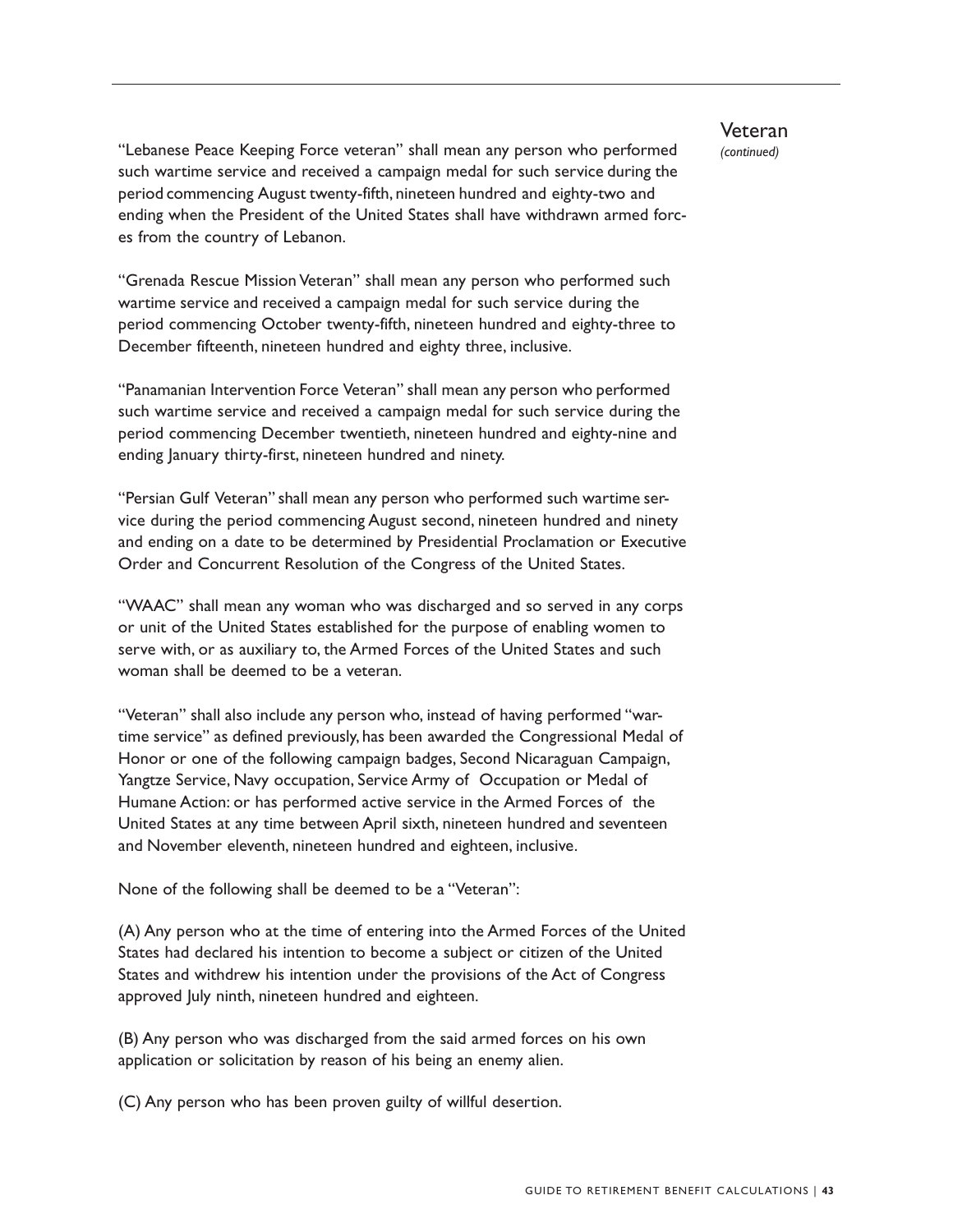## Veteran

*(continued)*

"Lebanese Peace Keeping Force veteran" shall mean any person who performed such wartime service and received a campaign medal for such service during the period commencing August twenty-fifth, nineteen hundred and eighty-two and ending when the President of the United States shall have withdrawn armed forces from the country of Lebanon.

"Grenada Rescue Mission Veteran" shall mean any person who performed such wartime service and received a campaign medal for such service during the period commencing October twenty-fifth, nineteen hundred and eighty-three to December fifteenth, nineteen hundred and eighty three, inclusive.

"Panamanian Intervention Force Veteran" shall mean any person who performed such wartime service and received a campaign medal for such service during the period commencing December twentieth, nineteen hundred and eighty-nine and ending January thirty-first, nineteen hundred and ninety.

"Persian Gulf Veteran" shall mean any person who performed such wartime service during the period commencing August second, nineteen hundred and ninety and ending on a date to be determined by Presidential Proclamation or Executive Order and Concurrent Resolution of the Congress of the United States.

"WAAC" shall mean any woman who was discharged and so served in any corps or unit of the United States established for the purpose of enabling women to serve with, or as auxiliary to, the Armed Forces of the United States and such woman shall be deemed to be a veteran.

"Veteran" shall also include any person who, instead of having performed "wartime service" as defined previously, has been awarded the Congressional Medal of Honor or one of the following campaign badges, Second Nicaraguan Campaign, Yangtze Service, Navy occupation, Service Army of Occupation or Medal of Humane Action: or has performed active service in the Armed Forces of the United States at any time between April sixth, nineteen hundred and seventeen and November eleventh, nineteen hundred and eighteen, inclusive.

None of the following shall be deemed to be a "Veteran":

(A) Any person who at the time of entering into the Armed Forces of the United States had declared his intention to become a subject or citizen of the United States and withdrew his intention under the provisions of the Act of Congress approved July ninth, nineteen hundred and eighteen.

(B) Any person who was discharged from the said armed forces on his own application or solicitation by reason of his being an enemy alien.

(C) Any person who has been proven guilty of willful desertion.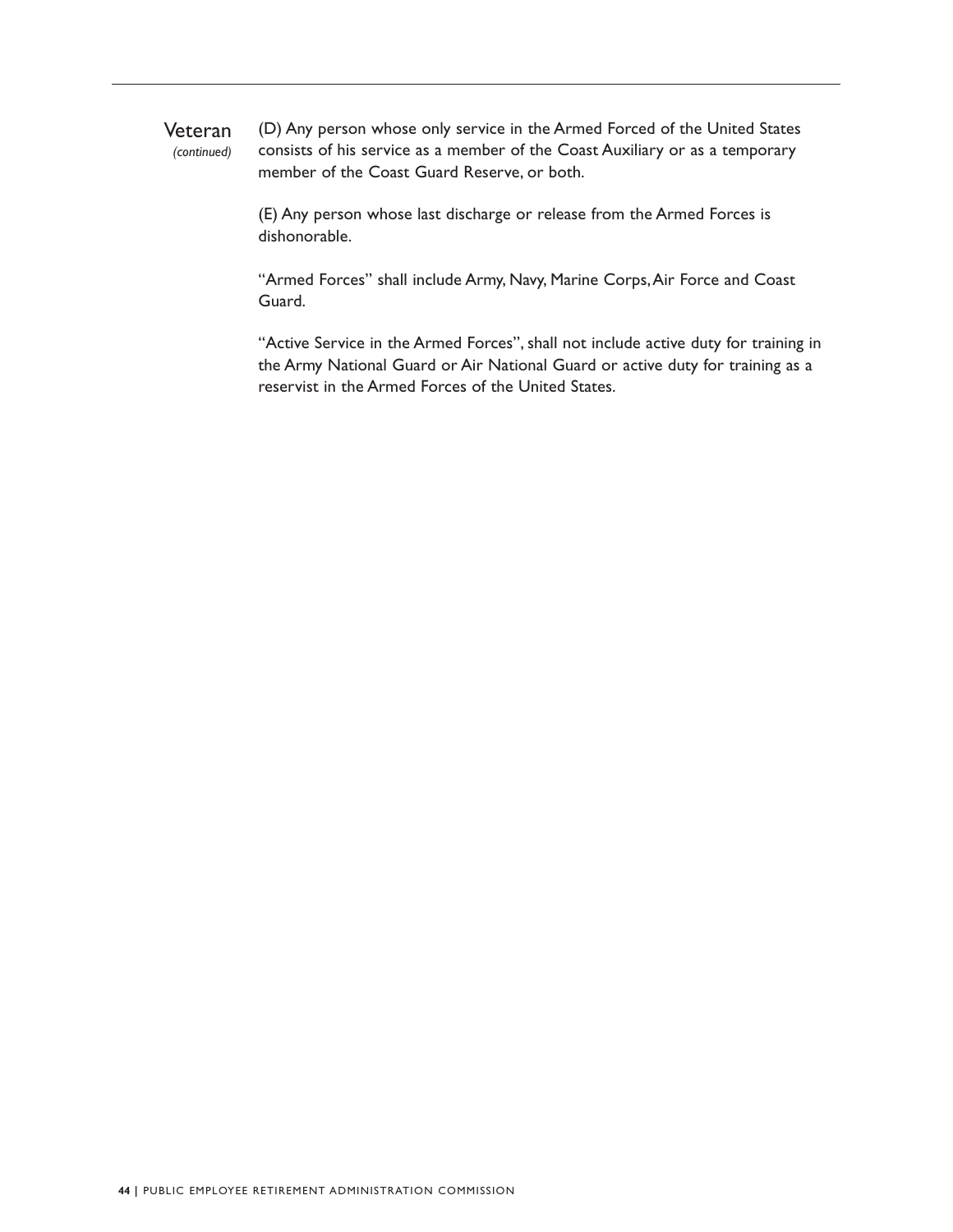**Veteran** *(continued)*

(D) Any person whose only service in the Armed Forced of the United States consists of his service as a member of the Coast Auxiliary or as a temporary member of the Coast Guard Reserve, or both.

(E) Any person whose last discharge or release from the Armed Forces is dishonorable.

"Armed Forces" shall include Army, Navy, Marine Corps, Air Force and Coast Guard.

"Active Service in the Armed Forces", shall not include active duty for training in the Army National Guard or Air National Guard or active duty for training as a reservist in the Armed Forces of the United States.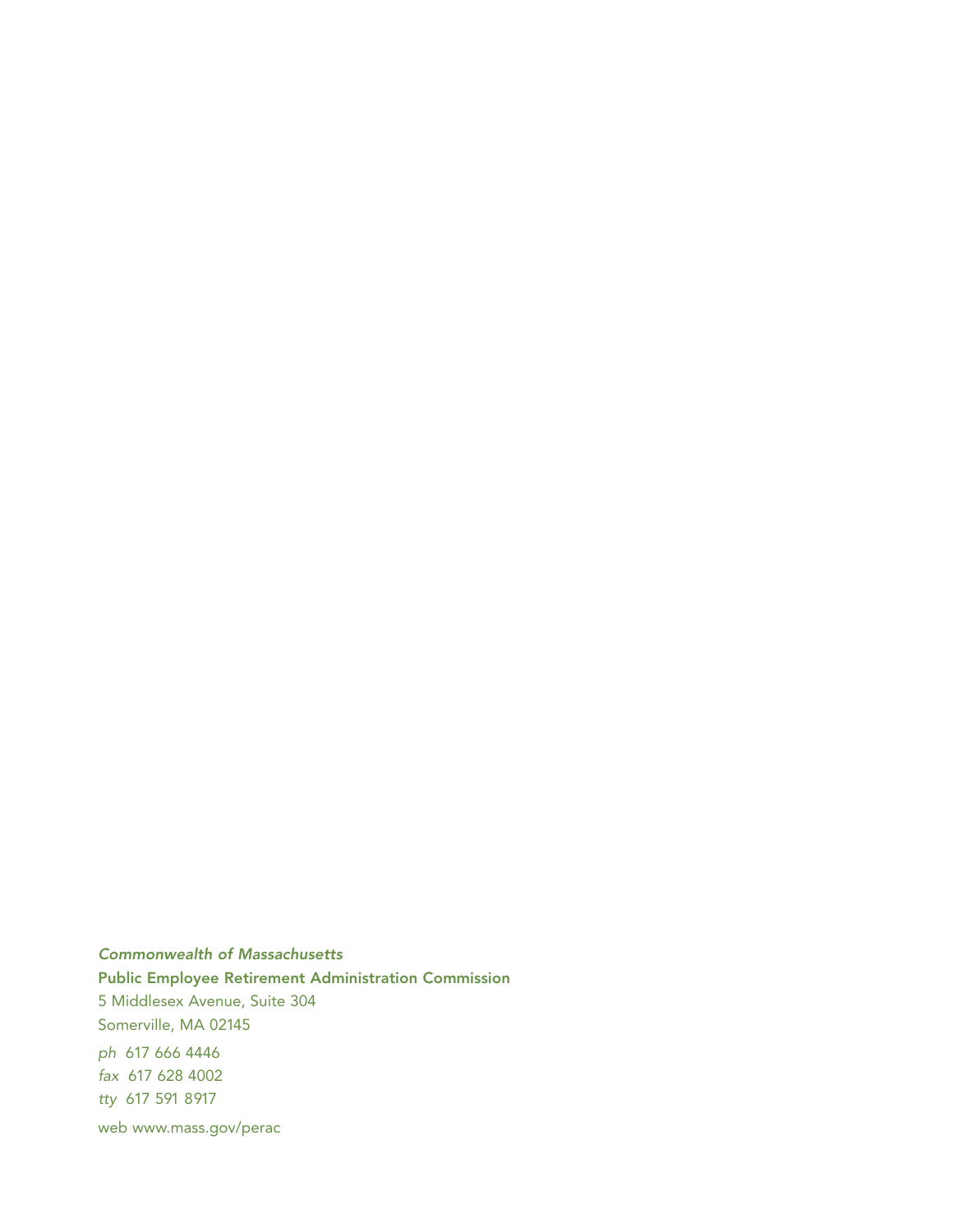*Commonwealth of Massachusetts*

**Public Employee Retirement Administration Commission**

5 Middlesex Avenue, Suite 304

Somerville, MA 02145

*ph* 617 666 4446

*fax* 617 628 4002

*tty* 617 591 8917

web www.mass.gov/perac